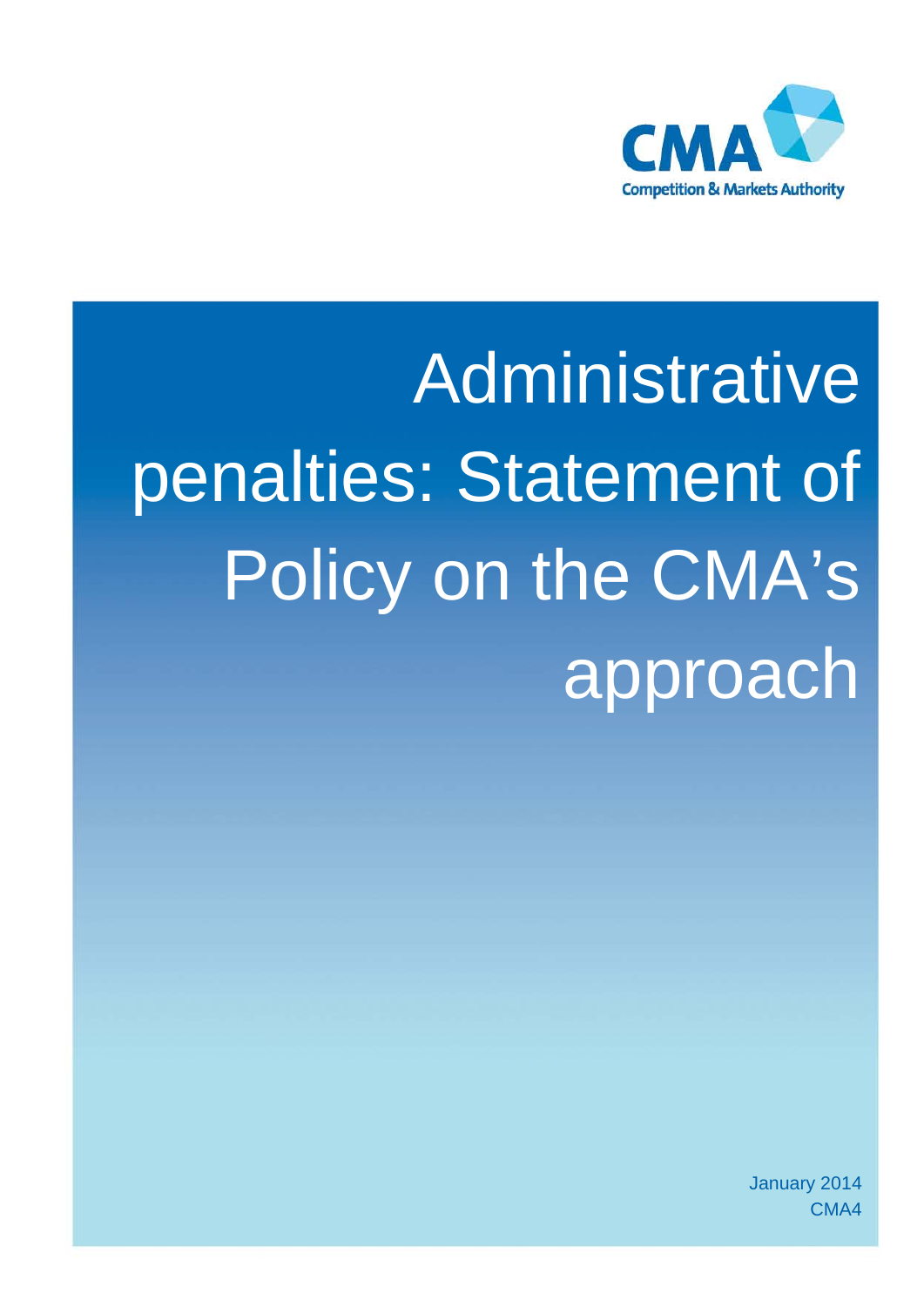CMA

Competition & Markets Authority

# Administrative penalties: Statement of Policy on the CMA's approach

January 2014

CMA4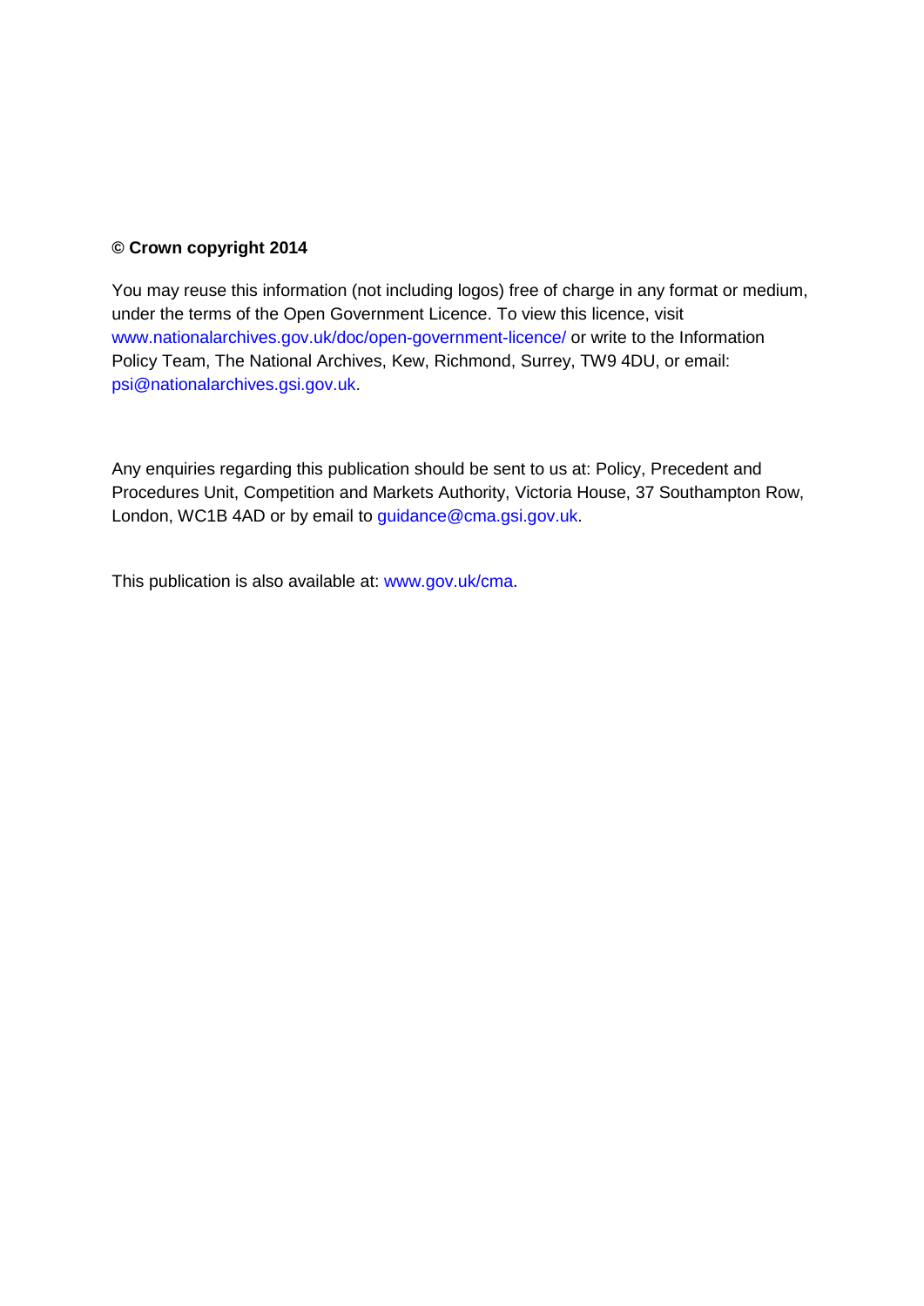**© Crown copyright 2014**

You may reuse this information (not including logos) free of charge in any format or medium, under the terms of the Open Government Licence. To view this licence, visit www.nationalarchives.gov.uk/doc/open-government-licence/ or write to the Information Policy Team, The National Archives, Kew, Richmond, Surrey, TW9 4DU, or email: psi@nationalarchives.gsi.gov.uk.

Any enquiries regarding this publication should be sent to us at: Policy, Precedent and Procedures Unit, Competition and Markets Authority, Victoria House, 37 Southampton Row, London, WC1B 4AD or by email to guidance@cma.gsi.gov.uk.

This publication is also available at: www.gov.uk/cma.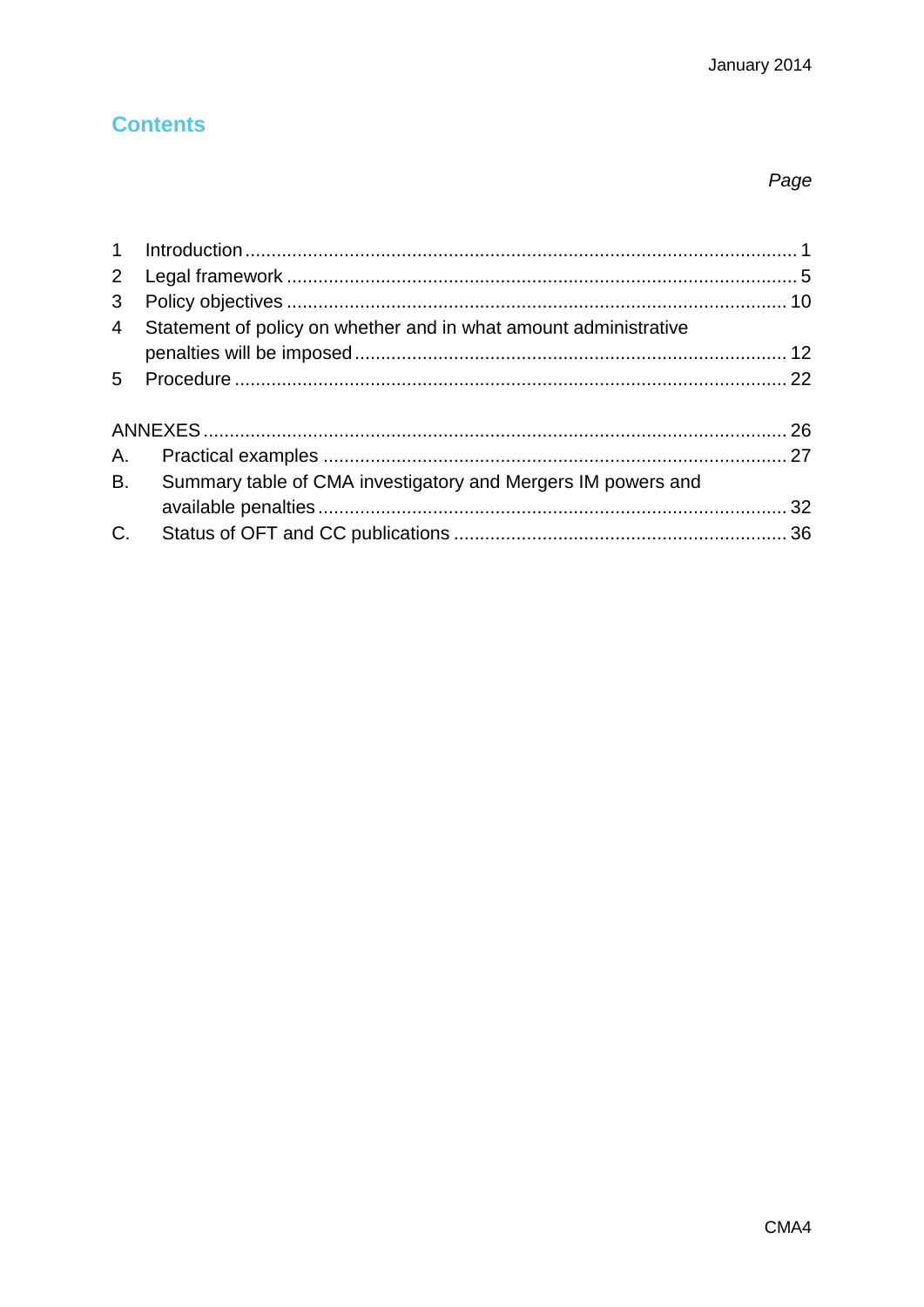# Contents

*Page*

| | | |
|---|---|---|
| 1 | Introduction | 1 |
| 2 | Legal framework | 5 |
| 3 | Policy objectives | 10 |
| 4 | Statement of policy on whether and in what amount administrative penalties will be imposed | 12 |
| 5 | Procedure | 22 |
| ANNEXES | | 26 |
| A. | Practical examples | 27 |
| B. | Summary table of CMA investigatory and Mergers IM powers and available penalties | 32 |
| C. | Status of OFT and CC publications | 36 |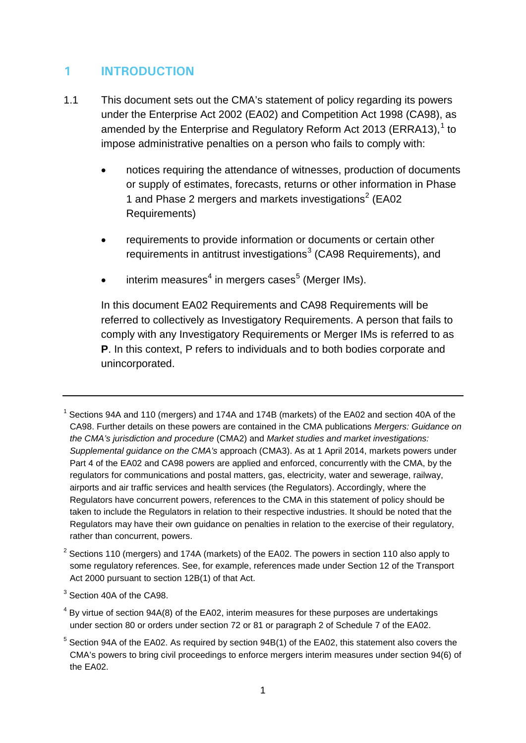# 1 INTRODUCTION

1.1 This document sets out the CMA's statement of policy regarding its powers under the Enterprise Act 2002 (EA02) and Competition Act 1998 (CA98), as amended by the Enterprise and Regulatory Reform Act 2013 (ERRA13),[1] to impose administrative penalties on a person who fails to comply with:

- notices requiring the attendance of witnesses, production of documents or supply of estimates, forecasts, returns or other information in Phase 1 and Phase 2 mergers and markets investigations[2] (EA02 Requirements)
- requirements to provide information or documents or certain other requirements in antitrust investigations[3] (CA98 Requirements), and
- interim measures[4] in mergers cases[5] (Merger IMs).

In this document EA02 Requirements and CA98 Requirements will be referred to collectively as Investigatory Requirements. A person that fails to comply with any Investigatory Requirements or Merger IMs is referred to as **P**. In this context, P refers to individuals and to both bodies corporate and unincorporated.

---

[1] Sections 94A and 110 (mergers) and 174A and 174B (markets) of the EA02 and section 40A of the CA98. Further details on these powers are contained in the CMA publications *Mergers: Guidance on the CMA's jurisdiction and procedure* (CMA2) and *Market studies and market investigations: Supplemental guidance on the CMA's* approach (CMA3). As at 1 April 2014, markets powers under Part 4 of the EA02 and CA98 powers are applied and enforced, concurrently with the CMA, by the regulators for communications and postal matters, gas, electricity, water and sewerage, railway, airports and air traffic services and health services (the Regulators). Accordingly, where the Regulators have concurrent powers, references to the CMA in this statement of policy should be taken to include the Regulators in relation to their respective industries. It should be noted that the Regulators may have their own guidance on penalties in relation to the exercise of their regulatory, rather than concurrent, powers.

[2] Sections 110 (mergers) and 174A (markets) of the EA02. The powers in section 110 also apply to some regulatory references. See, for example, references made under Section 12 of the Transport Act 2000 pursuant to section 12B(1) of that Act.

[3] Section 40A of the CA98.

[4] By virtue of section 94A(8) of the EA02, interim measures for these purposes are undertakings under section 80 or orders under section 72 or 81 or paragraph 2 of Schedule 7 of the EA02.

[5] Section 94A of the EA02. As required by section 94B(1) of the EA02, this statement also covers the CMA's powers to bring civil proceedings to enforce mergers interim measures under section 94(6) of the EA02.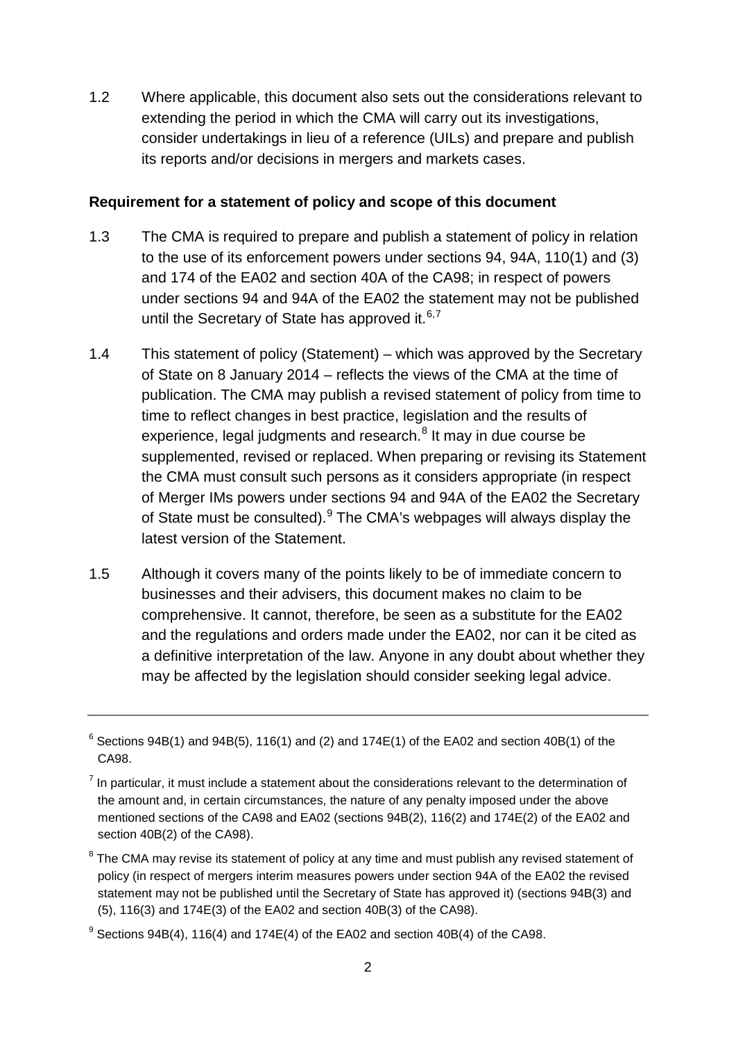1.2 Where applicable, this document also sets out the considerations relevant to extending the period in which the CMA will carry out its investigations, consider undertakings in lieu of a reference (UILs) and prepare and publish its reports and/or decisions in mergers and markets cases.

**Requirement for a statement of policy and scope of this document**

1.3 The CMA is required to prepare and publish a statement of policy in relation to the use of its enforcement powers under sections 94, 94A, 110(1) and (3) and 174 of the EA02 and section 40A of the CA98; in respect of powers under sections 94 and 94A of the EA02 the statement may not be published until the Secretary of State has approved it.[6,7]

1.4 This statement of policy (Statement) – which was approved by the Secretary of State on 8 January 2014 – reflects the views of the CMA at the time of publication. The CMA may publish a revised statement of policy from time to time to reflect changes in best practice, legislation and the results of experience, legal judgments and research.[8] It may in due course be supplemented, revised or replaced. When preparing or revising its Statement the CMA must consult such persons as it considers appropriate (in respect of Merger IMs powers under sections 94 and 94A of the EA02 the Secretary of State must be consulted).[9] The CMA's webpages will always display the latest version of the Statement.

1.5 Although it covers many of the points likely to be of immediate concern to businesses and their advisers, this document makes no claim to be comprehensive. It cannot, therefore, be seen as a substitute for the EA02 and the regulations and orders made under the EA02, nor can it be cited as a definitive interpretation of the law. Anyone in any doubt about whether they may be affected by the legislation should consider seeking legal advice.

---

[6] Sections 94B(1) and 94B(5), 116(1) and (2) and 174E(1) of the EA02 and section 40B(1) of the CA98.

[7] In particular, it must include a statement about the considerations relevant to the determination of the amount and, in certain circumstances, the nature of any penalty imposed under the above mentioned sections of the CA98 and EA02 (sections 94B(2), 116(2) and 174E(2) of the EA02 and section 40B(2) of the CA98).

[8] The CMA may revise its statement of policy at any time and must publish any revised statement of policy (in respect of mergers interim measures powers under section 94A of the EA02 the revised statement may not be published until the Secretary of State has approved it) (sections 94B(3) and (5), 116(3) and 174E(3) of the EA02 and section 40B(3) of the CA98).

[9] Sections 94B(4), 116(4) and 174E(4) of the EA02 and section 40B(4) of the CA98.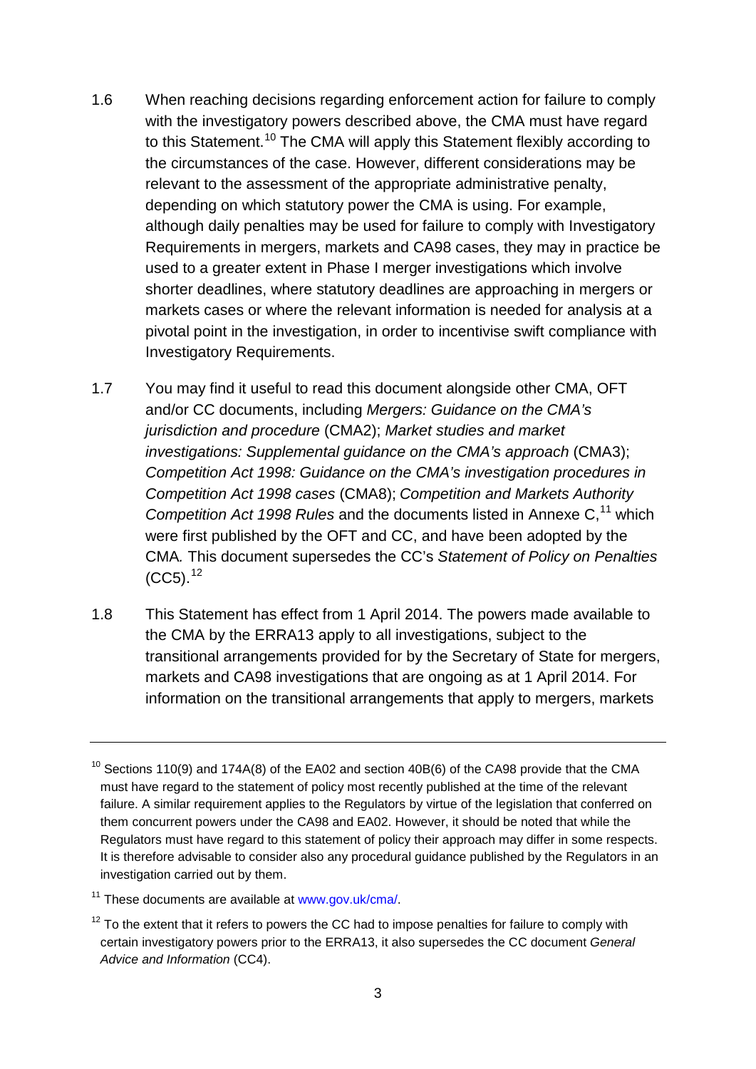1.6 When reaching decisions regarding enforcement action for failure to comply with the investigatory powers described above, the CMA must have regard to this Statement.[10] The CMA will apply this Statement flexibly according to the circumstances of the case. However, different considerations may be relevant to the assessment of the appropriate administrative penalty, depending on which statutory power the CMA is using. For example, although daily penalties may be used for failure to comply with Investigatory Requirements in mergers, markets and CA98 cases, they may in practice be used to a greater extent in Phase I merger investigations which involve shorter deadlines, where statutory deadlines are approaching in mergers or markets cases or where the relevant information is needed for analysis at a pivotal point in the investigation, in order to incentivise swift compliance with Investigatory Requirements.

1.7 You may find it useful to read this document alongside other CMA, OFT and/or CC documents, including *Mergers: Guidance on the CMA's jurisdiction and procedure* (CMA2); *Market studies and market investigations: Supplemental guidance on the CMA's approach* (CMA3); *Competition Act 1998: Guidance on the CMA's investigation procedures in Competition Act 1998 cases* (CMA8); *Competition and Markets Authority Competition Act 1998 Rules* and the documents listed in Annexe C,[11] which were first published by the OFT and CC, and have been adopted by the CMA*.* This document supersedes the CC's *Statement of Policy on Penalties* (CC5).[12]

1.8 This Statement has effect from 1 April 2014. The powers made available to the CMA by the ERRA13 apply to all investigations, subject to the transitional arrangements provided for by the Secretary of State for mergers, markets and CA98 investigations that are ongoing as at 1 April 2014. For information on the transitional arrangements that apply to mergers, markets

---

[10] Sections 110(9) and 174A(8) of the EA02 and section 40B(6) of the CA98 provide that the CMA must have regard to the statement of policy most recently published at the time of the relevant failure. A similar requirement applies to the Regulators by virtue of the legislation that conferred on them concurrent powers under the CA98 and EA02. However, it should be noted that while the Regulators must have regard to this statement of policy their approach may differ in some respects. It is therefore advisable to consider also any procedural guidance published by the Regulators in an investigation carried out by them.

[11] These documents are available at www.gov.uk/cma/.

[12] To the extent that it refers to powers the CC had to impose penalties for failure to comply with certain investigatory powers prior to the ERRA13, it also supersedes the CC document *General Advice and Information* (CC4).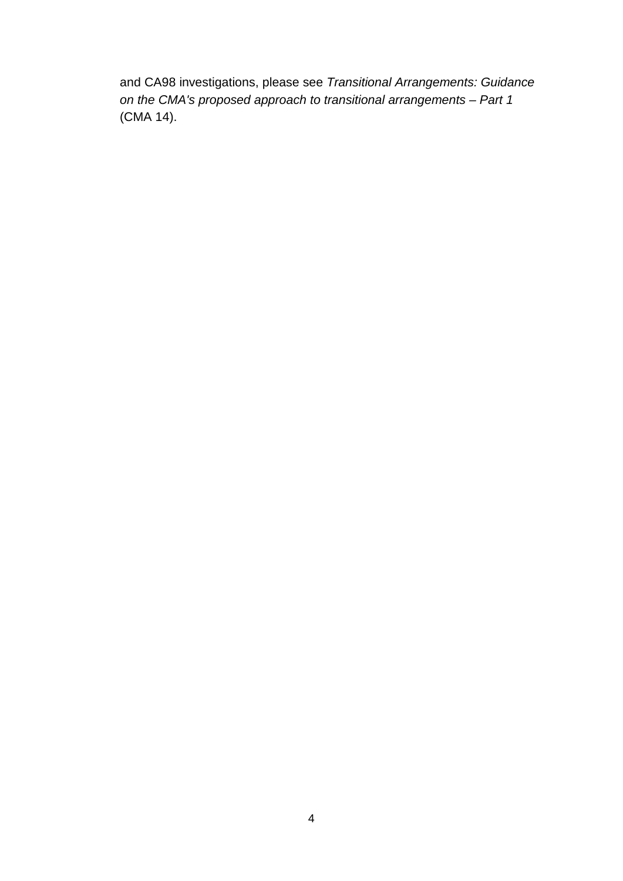and CA98 investigations, please see *Transitional Arrangements: Guidance on the CMA's proposed approach to transitional arrangements – Part 1* (CMA 14).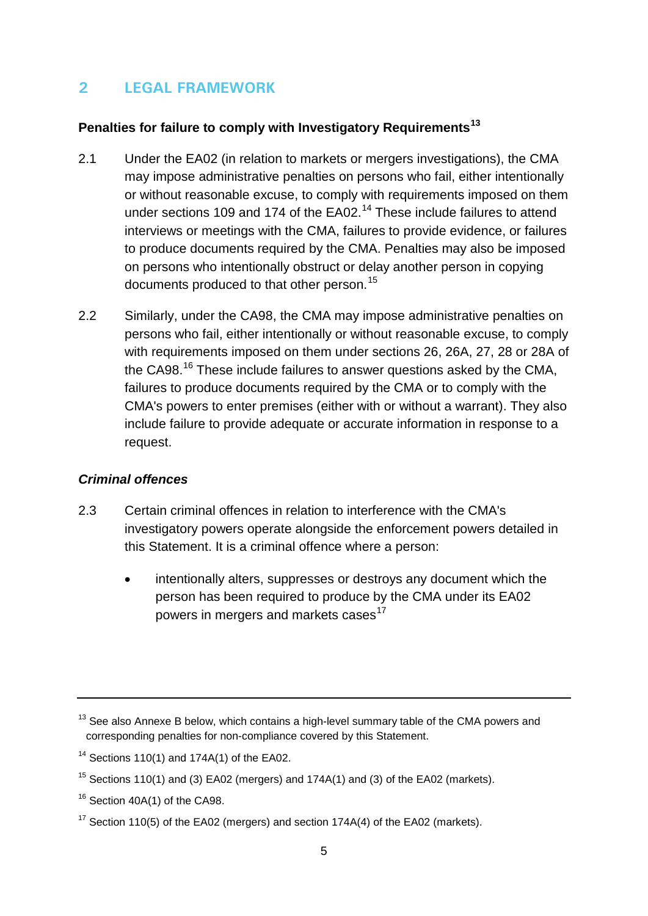## 2 LEGAL FRAMEWORK

### Penalties for failure to comply with Investigatory Requirements[13]

2.1 Under the EA02 (in relation to markets or mergers investigations), the CMA may impose administrative penalties on persons who fail, either intentionally or without reasonable excuse, to comply with requirements imposed on them under sections 109 and 174 of the EA02.[14] These include failures to attend interviews or meetings with the CMA, failures to provide evidence, or failures to produce documents required by the CMA. Penalties may also be imposed on persons who intentionally obstruct or delay another person in copying documents produced to that other person.[15]

2.2 Similarly, under the CA98, the CMA may impose administrative penalties on persons who fail, either intentionally or without reasonable excuse, to comply with requirements imposed on them under sections 26, 26A, 27, 28 or 28A of the CA98.[16] These include failures to answer questions asked by the CMA, failures to produce documents required by the CMA or to comply with the CMA's powers to enter premises (either with or without a warrant). They also include failure to provide adequate or accurate information in response to a request.

### *Criminal offences*

2.3 Certain criminal offences in relation to interference with the CMA's investigatory powers operate alongside the enforcement powers detailed in this Statement. It is a criminal offence where a person:

- intentionally alters, suppresses or destroys any document which the person has been required to produce by the CMA under its EA02 powers in mergers and markets cases[17]

---

[13] See also Annexe B below, which contains a high-level summary table of the CMA powers and corresponding penalties for non-compliance covered by this Statement.

[14] Sections 110(1) and 174A(1) of the EA02.

[15] Sections 110(1) and (3) EA02 (mergers) and 174A(1) and (3) of the EA02 (markets).

[16] Section 40A(1) of the CA98.

[17] Section 110(5) of the EA02 (mergers) and section 174A(4) of the EA02 (markets).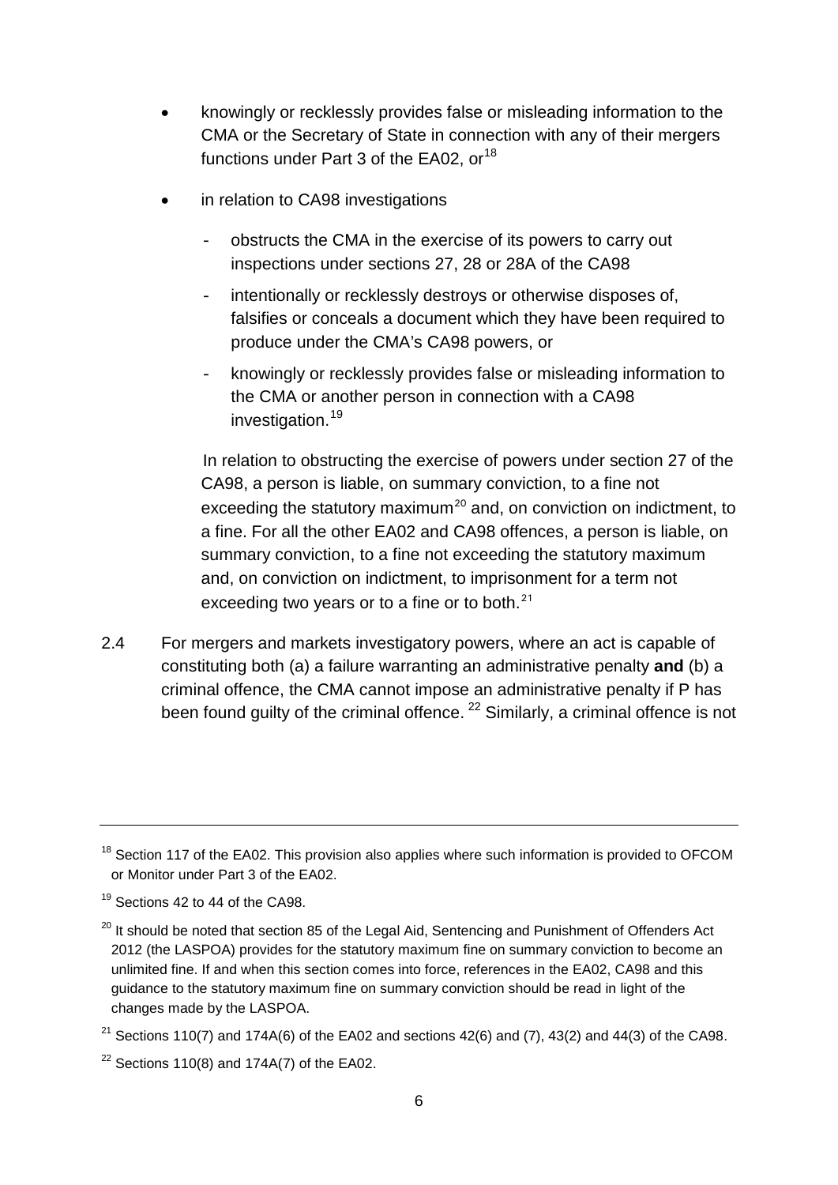- knowingly or recklessly provides false or misleading information to the CMA or the Secretary of State in connection with any of their mergers functions under Part 3 of the EA02, or[18]

- in relation to CA98 investigations

  - obstructs the CMA in the exercise of its powers to carry out inspections under sections 27, 28 or 28A of the CA98
  - intentionally or recklessly destroys or otherwise disposes of, falsifies or conceals a document which they have been required to produce under the CMA's CA98 powers, or
  - knowingly or recklessly provides false or misleading information to the CMA or another person in connection with a CA98 investigation.[19]

  In relation to obstructing the exercise of powers under section 27 of the CA98, a person is liable, on summary conviction, to a fine not exceeding the statutory maximum[20] and, on conviction on indictment, to a fine. For all the other EA02 and CA98 offences, a person is liable, on summary conviction, to a fine not exceeding the statutory maximum and, on conviction on indictment, to imprisonment for a term not exceeding two years or to a fine or to both.[21]

2.4 For mergers and markets investigatory powers, where an act is capable of constituting both (a) a failure warranting an administrative penalty **and** (b) a criminal offence, the CMA cannot impose an administrative penalty if P has been found guilty of the criminal offence.[22] Similarly, a criminal offence is not

---

[18] Section 117 of the EA02. This provision also applies where such information is provided to OFCOM or Monitor under Part 3 of the EA02.

[19] Sections 42 to 44 of the CA98.

[20] It should be noted that section 85 of the Legal Aid, Sentencing and Punishment of Offenders Act 2012 (the LASPOA) provides for the statutory maximum fine on summary conviction to become an unlimited fine. If and when this section comes into force, references in the EA02, CA98 and this guidance to the statutory maximum fine on summary conviction should be read in light of the changes made by the LASPOA.

[21] Sections 110(7) and 174A(6) of the EA02 and sections 42(6) and (7), 43(2) and 44(3) of the CA98.

[22] Sections 110(8) and 174A(7) of the EA02.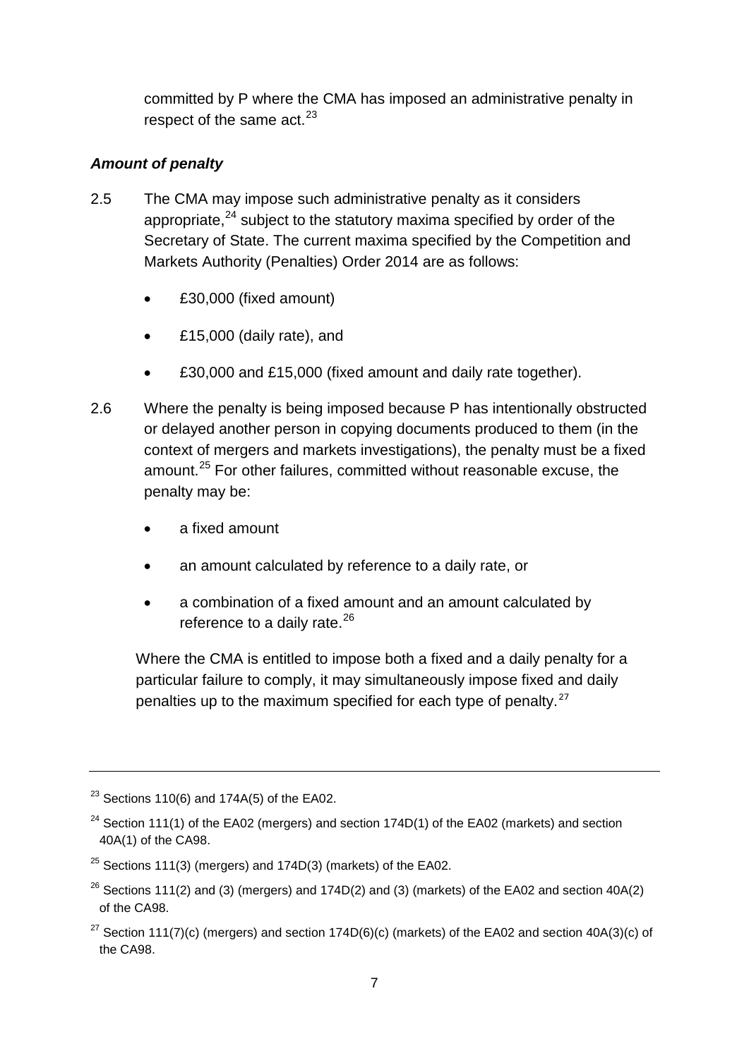committed by P where the CMA has imposed an administrative penalty in respect of the same act.[23]

### *Amount of penalty*

2.5 The CMA may impose such administrative penalty as it considers appropriate,[24] subject to the statutory maxima specified by order of the Secretary of State. The current maxima specified by the Competition and Markets Authority (Penalties) Order 2014 are as follows:

- £30,000 (fixed amount)
- £15,000 (daily rate), and
- £30,000 and £15,000 (fixed amount and daily rate together).

2.6 Where the penalty is being imposed because P has intentionally obstructed or delayed another person in copying documents produced to them (in the context of mergers and markets investigations), the penalty must be a fixed amount.[25] For other failures, committed without reasonable excuse, the penalty may be:

- a fixed amount
- an amount calculated by reference to a daily rate, or
- a combination of a fixed amount and an amount calculated by reference to a daily rate.[26]

Where the CMA is entitled to impose both a fixed and a daily penalty for a particular failure to comply, it may simultaneously impose fixed and daily penalties up to the maximum specified for each type of penalty.[27]

---

[23] Sections 110(6) and 174A(5) of the EA02.

[24] Section 111(1) of the EA02 (mergers) and section 174D(1) of the EA02 (markets) and section 40A(1) of the CA98.

[25] Sections 111(3) (mergers) and 174D(3) (markets) of the EA02.

[26] Sections 111(2) and (3) (mergers) and 174D(2) and (3) (markets) of the EA02 and section 40A(2) of the CA98.

[27] Section 111(7)(c) (mergers) and section 174D(6)(c) (markets) of the EA02 and section 40A(3)(c) of the CA98.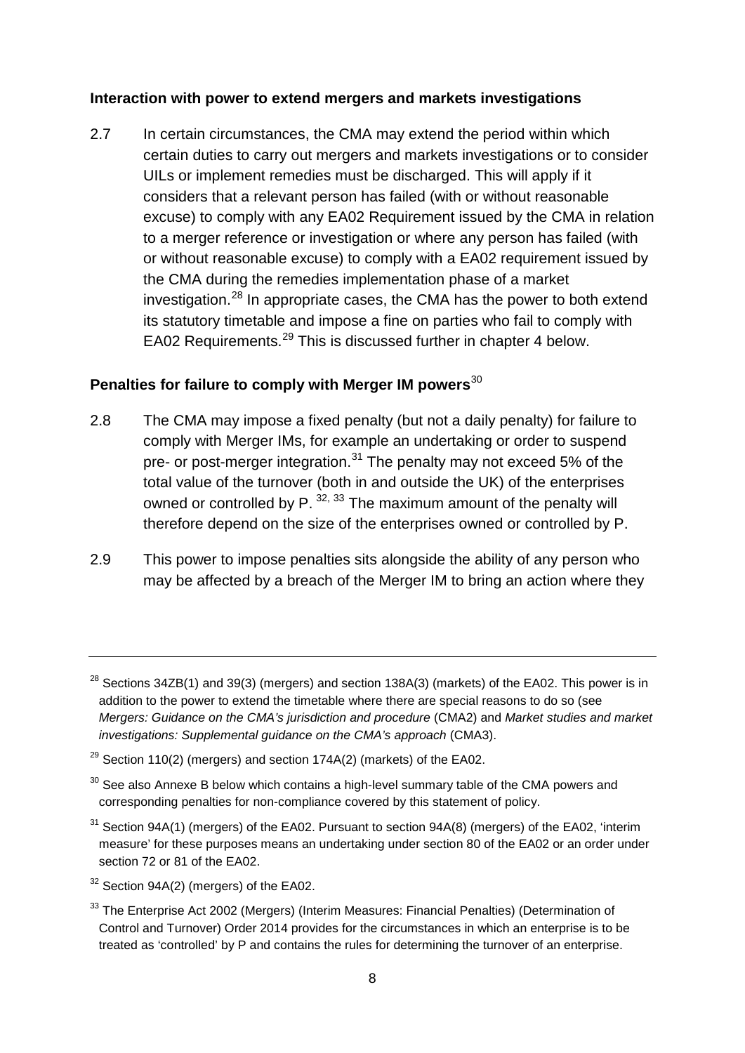### Interaction with power to extend mergers and markets investigations

2.7 In certain circumstances, the CMA may extend the period within which certain duties to carry out mergers and markets investigations or to consider UILs or implement remedies must be discharged. This will apply if it considers that a relevant person has failed (with or without reasonable excuse) to comply with any EA02 Requirement issued by the CMA in relation to a merger reference or investigation or where any person has failed (with or without reasonable excuse) to comply with a EA02 requirement issued by the CMA during the remedies implementation phase of a market investigation.[28] In appropriate cases, the CMA has the power to both extend its statutory timetable and impose a fine on parties who fail to comply with EA02 Requirements.[29] This is discussed further in chapter 4 below.

### Penalties for failure to comply with Merger IM powers[30]

2.8 The CMA may impose a fixed penalty (but not a daily penalty) for failure to comply with Merger IMs, for example an undertaking or order to suspend pre- or post-merger integration.[31] The penalty may not exceed 5% of the total value of the turnover (both in and outside the UK) of the enterprises owned or controlled by P. [32, 33] The maximum amount of the penalty will therefore depend on the size of the enterprises owned or controlled by P.

2.9 This power to impose penalties sits alongside the ability of any person who may be affected by a breach of the Merger IM to bring an action where they

---

[28] Sections 34ZB(1) and 39(3) (mergers) and section 138A(3) (markets) of the EA02. This power is in addition to the power to extend the timetable where there are special reasons to do so (see *Mergers: Guidance on the CMA's jurisdiction and procedure* (CMA2) and *Market studies and market investigations: Supplemental guidance on the CMA's approach* (CMA3).

[29] Section 110(2) (mergers) and section 174A(2) (markets) of the EA02.

[30] See also Annexe B below which contains a high-level summary table of the CMA powers and corresponding penalties for non-compliance covered by this statement of policy.

[31] Section 94A(1) (mergers) of the EA02. Pursuant to section 94A(8) (mergers) of the EA02, 'interim measure' for these purposes means an undertaking under section 80 of the EA02 or an order under section 72 or 81 of the EA02.

[32] Section 94A(2) (mergers) of the EA02.

[33] The Enterprise Act 2002 (Mergers) (Interim Measures: Financial Penalties) (Determination of Control and Turnover) Order 2014 provides for the circumstances in which an enterprise is to be treated as 'controlled' by P and contains the rules for determining the turnover of an enterprise.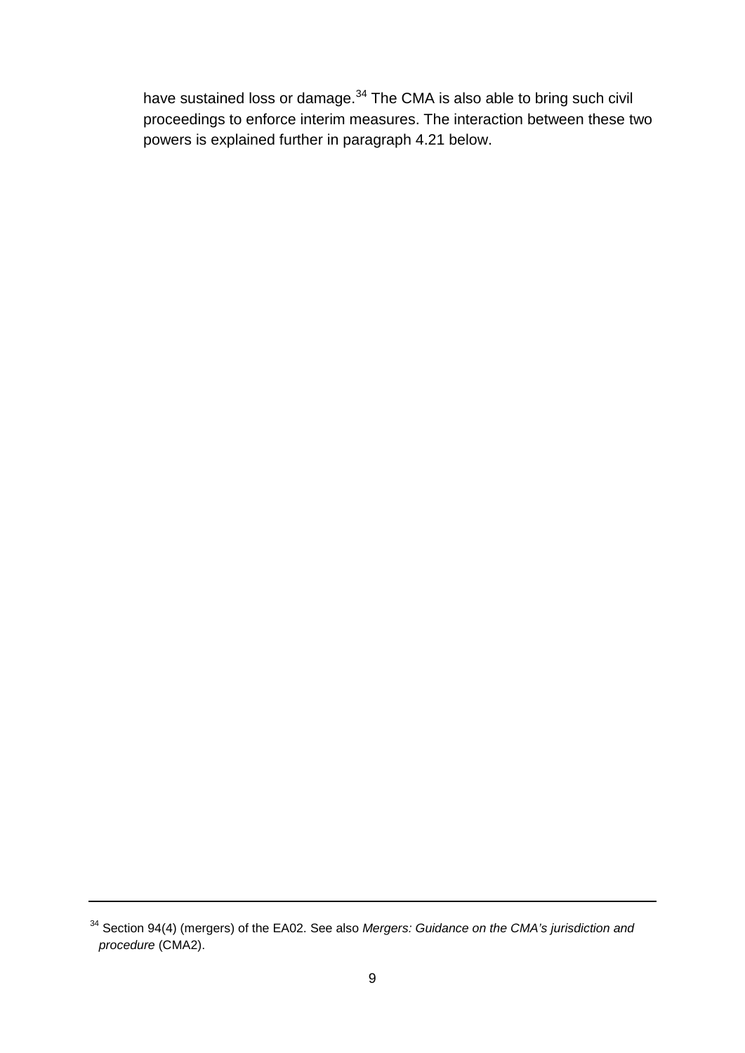have sustained loss or damage.[34] The CMA is also able to bring such civil proceedings to enforce interim measures. The interaction between these two powers is explained further in paragraph 4.21 below.

---

[34] Section 94(4) (mergers) of the EA02. See also *Mergers: Guidance on the CMA's jurisdiction and procedure* (CMA2).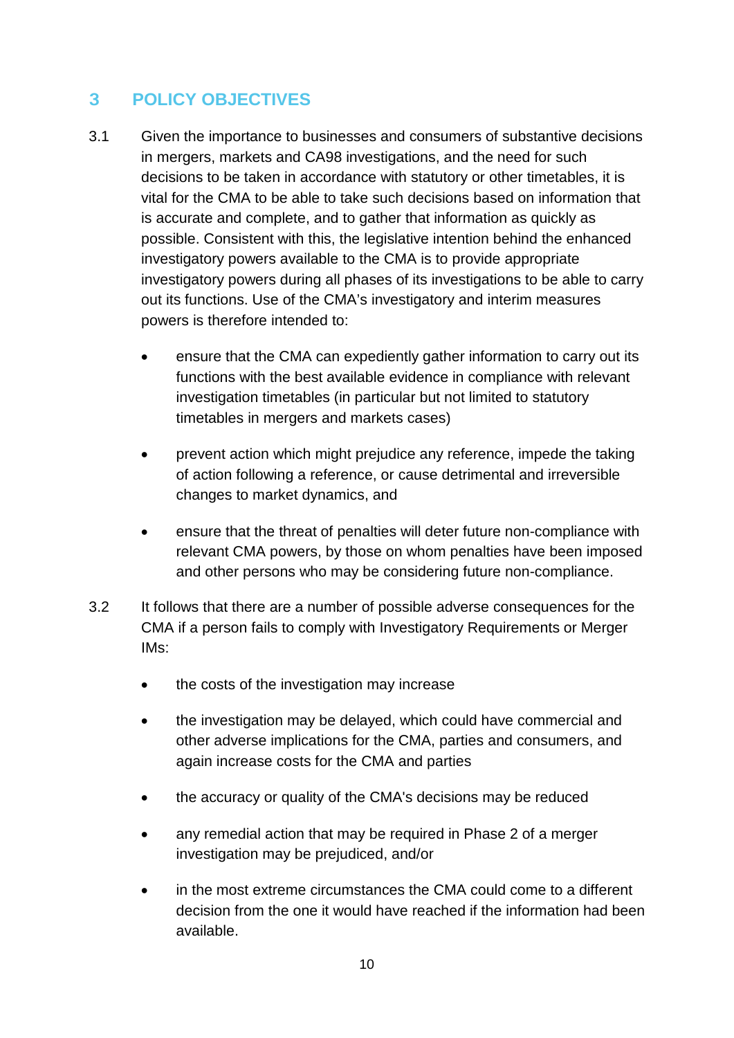## 3 POLICY OBJECTIVES

3.1 Given the importance to businesses and consumers of substantive decisions in mergers, markets and CA98 investigations, and the need for such decisions to be taken in accordance with statutory or other timetables, it is vital for the CMA to be able to take such decisions based on information that is accurate and complete, and to gather that information as quickly as possible. Consistent with this, the legislative intention behind the enhanced investigatory powers available to the CMA is to provide appropriate investigatory powers during all phases of its investigations to be able to carry out its functions. Use of the CMA's investigatory and interim measures powers is therefore intended to:

- ensure that the CMA can expediently gather information to carry out its functions with the best available evidence in compliance with relevant investigation timetables (in particular but not limited to statutory timetables in mergers and markets cases)
- prevent action which might prejudice any reference, impede the taking of action following a reference, or cause detrimental and irreversible changes to market dynamics, and
- ensure that the threat of penalties will deter future non-compliance with relevant CMA powers, by those on whom penalties have been imposed and other persons who may be considering future non-compliance.

3.2 It follows that there are a number of possible adverse consequences for the CMA if a person fails to comply with Investigatory Requirements or Merger IMs:

- the costs of the investigation may increase
- the investigation may be delayed, which could have commercial and other adverse implications for the CMA, parties and consumers, and again increase costs for the CMA and parties
- the accuracy or quality of the CMA's decisions may be reduced
- any remedial action that may be required in Phase 2 of a merger investigation may be prejudiced, and/or
- in the most extreme circumstances the CMA could come to a different decision from the one it would have reached if the information had been available.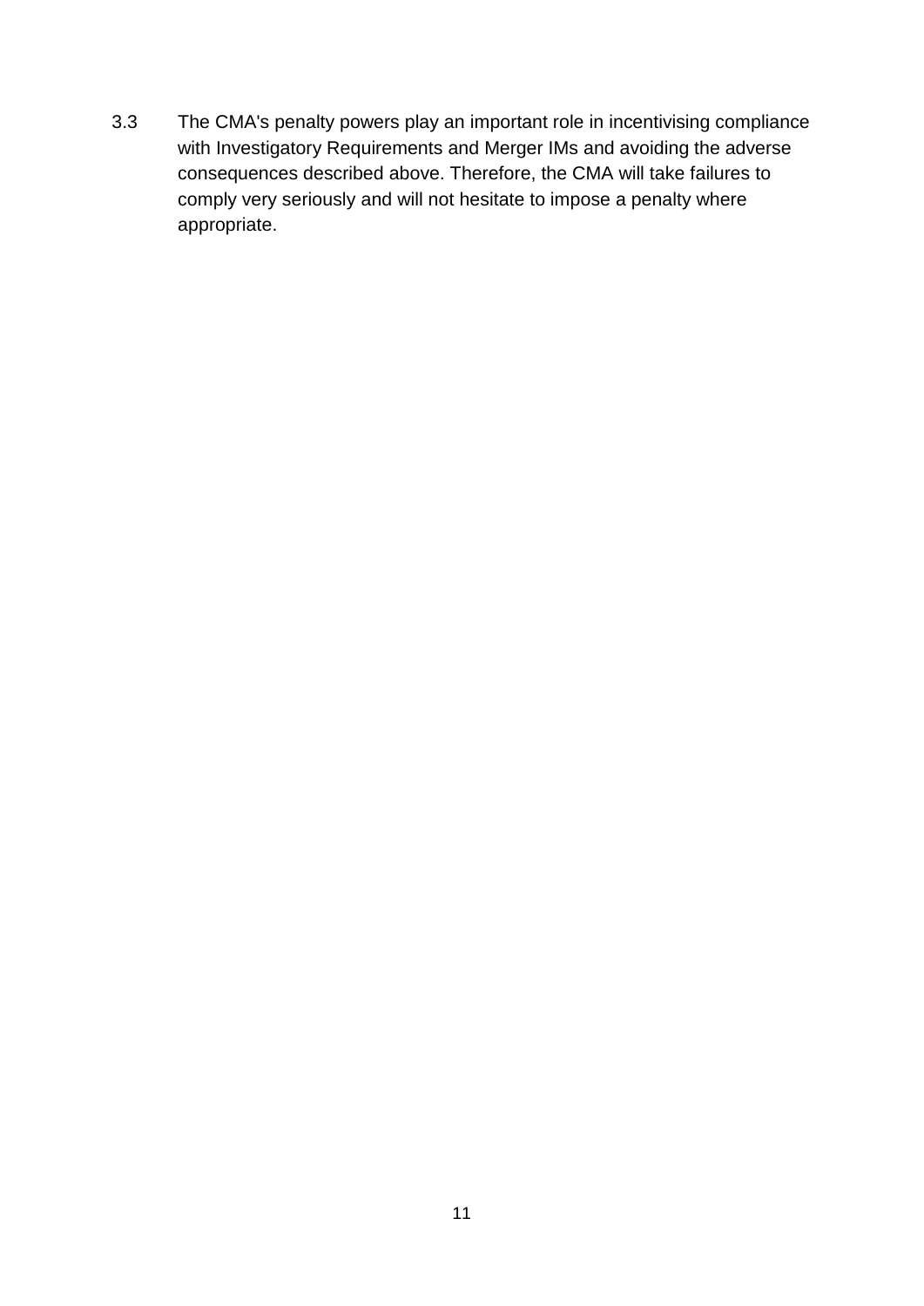3.3 The CMA's penalty powers play an important role in incentivising compliance with Investigatory Requirements and Merger IMs and avoiding the adverse consequences described above. Therefore, the CMA will take failures to comply very seriously and will not hesitate to impose a penalty where appropriate.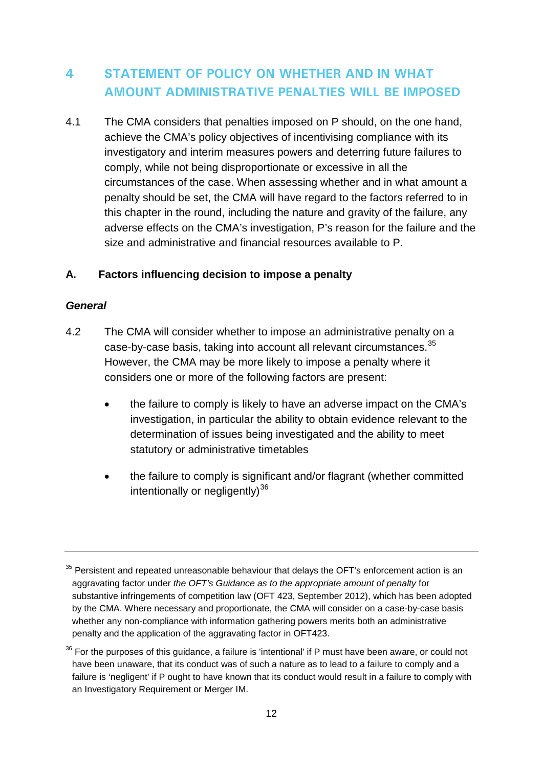# 4 STATEMENT OF POLICY ON WHETHER AND IN WHAT AMOUNT ADMINISTRATIVE PENALTIES WILL BE IMPOSED

4.1 The CMA considers that penalties imposed on P should, on the one hand, achieve the CMA's policy objectives of incentivising compliance with its investigatory and interim measures powers and deterring future failures to comply, while not being disproportionate or excessive in all the circumstances of the case. When assessing whether and in what amount a penalty should be set, the CMA will have regard to the factors referred to in this chapter in the round, including the nature and gravity of the failure, any adverse effects on the CMA's investigation, P's reason for the failure and the size and administrative and financial resources available to P.

## A. Factors influencing decision to impose a penalty

### *General*

4.2 The CMA will consider whether to impose an administrative penalty on a case-by-case basis, taking into account all relevant circumstances.[35] However, the CMA may be more likely to impose a penalty where it considers one or more of the following factors are present:

- the failure to comply is likely to have an adverse impact on the CMA's investigation, in particular the ability to obtain evidence relevant to the determination of issues being investigated and the ability to meet statutory or administrative timetables

- the failure to comply is significant and/or flagrant (whether committed intentionally or negligently)[36]

---

[35] Persistent and repeated unreasonable behaviour that delays the OFT's enforcement action is an aggravating factor under *the OFT's Guidance as to the appropriate amount of penalty* for substantive infringements of competition law (OFT 423, September 2012), which has been adopted by the CMA. Where necessary and proportionate, the CMA will consider on a case-by-case basis whether any non-compliance with information gathering powers merits both an administrative penalty and the application of the aggravating factor in OFT423.

[36] For the purposes of this guidance, a failure is 'intentional' if P must have been aware, or could not have been unaware, that its conduct was of such a nature as to lead to a failure to comply and a failure is 'negligent' if P ought to have known that its conduct would result in a failure to comply with an Investigatory Requirement or Merger IM.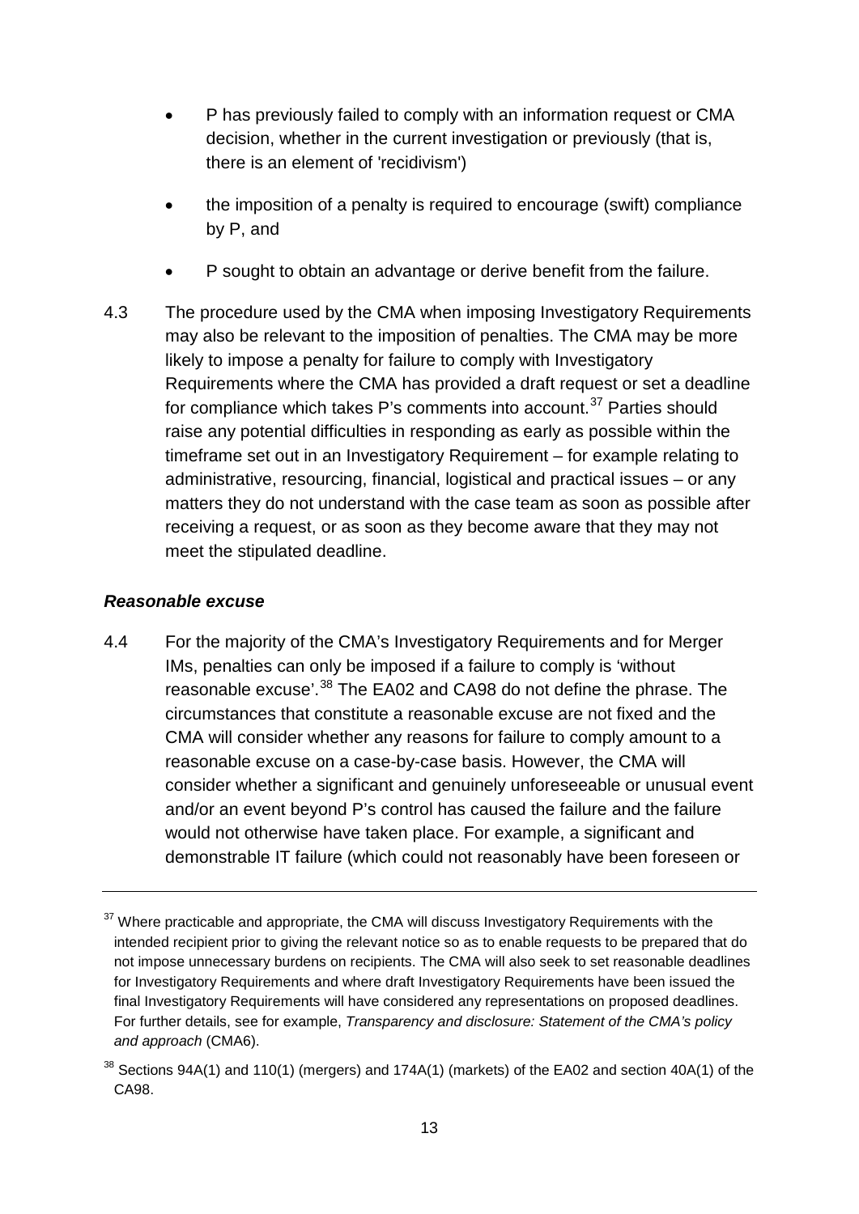- P has previously failed to comply with an information request or CMA decision, whether in the current investigation or previously (that is, there is an element of 'recidivism')
- the imposition of a penalty is required to encourage (swift) compliance by P, and
- P sought to obtain an advantage or derive benefit from the failure.

4.3 The procedure used by the CMA when imposing Investigatory Requirements may also be relevant to the imposition of penalties. The CMA may be more likely to impose a penalty for failure to comply with Investigatory Requirements where the CMA has provided a draft request or set a deadline for compliance which takes P's comments into account.[37] Parties should raise any potential difficulties in responding as early as possible within the timeframe set out in an Investigatory Requirement – for example relating to administrative, resourcing, financial, logistical and practical issues – or any matters they do not understand with the case team as soon as possible after receiving a request, or as soon as they become aware that they may not meet the stipulated deadline.

### *Reasonable excuse*

4.4 For the majority of the CMA's Investigatory Requirements and for Merger IMs, penalties can only be imposed if a failure to comply is 'without reasonable excuse'.[38] The EA02 and CA98 do not define the phrase. The circumstances that constitute a reasonable excuse are not fixed and the CMA will consider whether any reasons for failure to comply amount to a reasonable excuse on a case-by-case basis. However, the CMA will consider whether a significant and genuinely unforeseeable or unusual event and/or an event beyond P's control has caused the failure and the failure would not otherwise have taken place. For example, a significant and demonstrable IT failure (which could not reasonably have been foreseen or

---

[37] Where practicable and appropriate, the CMA will discuss Investigatory Requirements with the intended recipient prior to giving the relevant notice so as to enable requests to be prepared that do not impose unnecessary burdens on recipients. The CMA will also seek to set reasonable deadlines for Investigatory Requirements and where draft Investigatory Requirements have been issued the final Investigatory Requirements will have considered any representations on proposed deadlines. For further details, see for example, *Transparency and disclosure: Statement of the CMA's policy and approach* (CMA6).

[38] Sections 94A(1) and 110(1) (mergers) and 174A(1) (markets) of the EA02 and section 40A(1) of the CA98.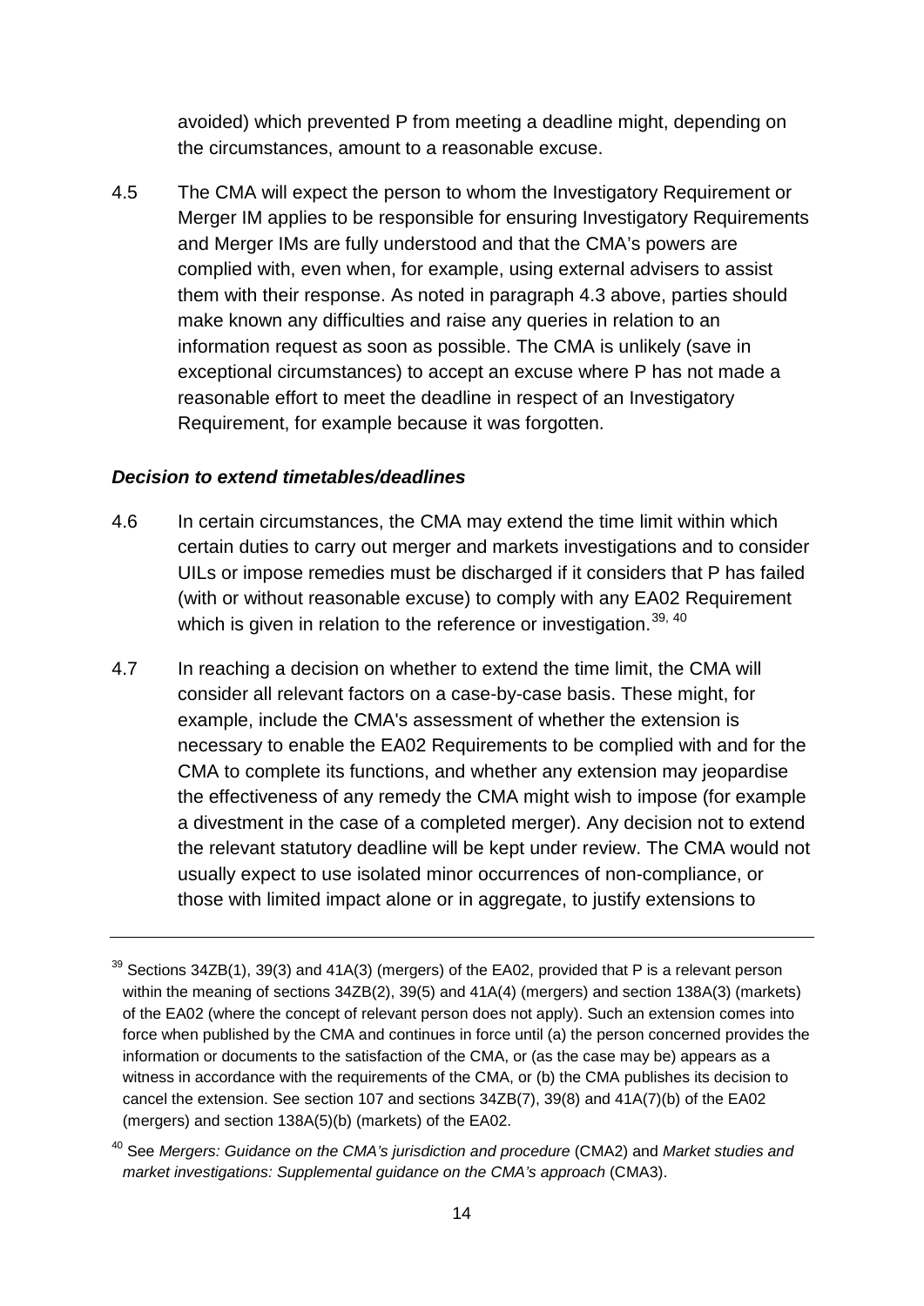avoided) which prevented P from meeting a deadline might, depending on the circumstances, amount to a reasonable excuse.

4.5 The CMA will expect the person to whom the Investigatory Requirement or Merger IM applies to be responsible for ensuring Investigatory Requirements and Merger IMs are fully understood and that the CMA's powers are complied with, even when, for example, using external advisers to assist them with their response. As noted in paragraph 4.3 above, parties should make known any difficulties and raise any queries in relation to an information request as soon as possible. The CMA is unlikely (save in exceptional circumstances) to accept an excuse where P has not made a reasonable effort to meet the deadline in respect of an Investigatory Requirement, for example because it was forgotten.

### *Decision to extend timetables/deadlines*

4.6 In certain circumstances, the CMA may extend the time limit within which certain duties to carry out merger and markets investigations and to consider UILs or impose remedies must be discharged if it considers that P has failed (with or without reasonable excuse) to comply with any EA02 Requirement which is given in relation to the reference or investigation.[39, 40]

4.7 In reaching a decision on whether to extend the time limit, the CMA will consider all relevant factors on a case-by-case basis. These might, for example, include the CMA's assessment of whether the extension is necessary to enable the EA02 Requirements to be complied with and for the CMA to complete its functions, and whether any extension may jeopardise the effectiveness of any remedy the CMA might wish to impose (for example a divestment in the case of a completed merger). Any decision not to extend the relevant statutory deadline will be kept under review. The CMA would not usually expect to use isolated minor occurrences of non-compliance, or those with limited impact alone or in aggregate, to justify extensions to

---

[39] Sections 34ZB(1), 39(3) and 41A(3) (mergers) of the EA02, provided that P is a relevant person within the meaning of sections 34ZB(2), 39(5) and 41A(4) (mergers) and section 138A(3) (markets) of the EA02 (where the concept of relevant person does not apply). Such an extension comes into force when published by the CMA and continues in force until (a) the person concerned provides the information or documents to the satisfaction of the CMA, or (as the case may be) appears as a witness in accordance with the requirements of the CMA, or (b) the CMA publishes its decision to cancel the extension. See section 107 and sections 34ZB(7), 39(8) and 41A(7)(b) of the EA02 (mergers) and section 138A(5)(b) (markets) of the EA02.

[40] See *Mergers: Guidance on the CMA's jurisdiction and procedure* (CMA2) and *Market studies and market investigations: Supplemental guidance on the CMA's approach* (CMA3).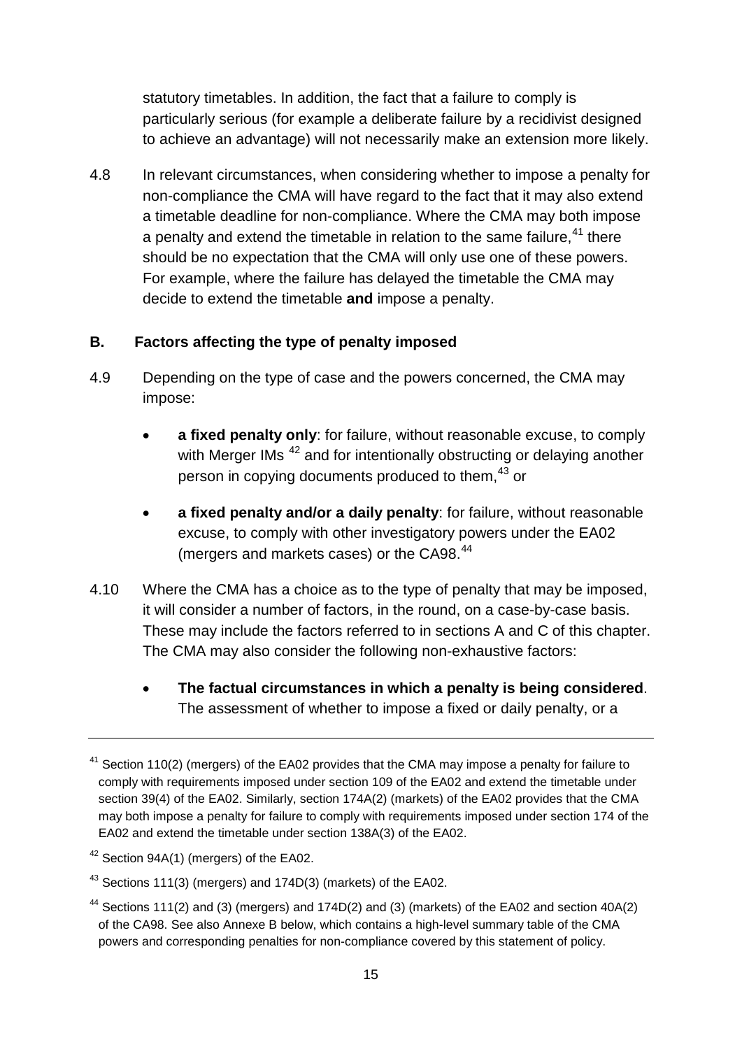statutory timetables. In addition, the fact that a failure to comply is particularly serious (for example a deliberate failure by a recidivist designed to achieve an advantage) will not necessarily make an extension more likely.

4.8 In relevant circumstances, when considering whether to impose a penalty for non-compliance the CMA will have regard to the fact that it may also extend a timetable deadline for non-compliance. Where the CMA may both impose a penalty and extend the timetable in relation to the same failure,[41] there should be no expectation that the CMA will only use one of these powers. For example, where the failure has delayed the timetable the CMA may decide to extend the timetable **and** impose a penalty.

### B. Factors affecting the type of penalty imposed

4.9 Depending on the type of case and the powers concerned, the CMA may impose:

- **a fixed penalty only**: for failure, without reasonable excuse, to comply with Merger IMs [42] and for intentionally obstructing or delaying another person in copying documents produced to them,[43] or
- **a fixed penalty and/or a daily penalty**: for failure, without reasonable excuse, to comply with other investigatory powers under the EA02 (mergers and markets cases) or the CA98.[44]

4.10 Where the CMA has a choice as to the type of penalty that may be imposed, it will consider a number of factors, in the round, on a case-by-case basis. These may include the factors referred to in sections A and C of this chapter. The CMA may also consider the following non-exhaustive factors:

- **The factual circumstances in which a penalty is being considered**. The assessment of whether to impose a fixed or daily penalty, or a

---

[41] Section 110(2) (mergers) of the EA02 provides that the CMA may impose a penalty for failure to comply with requirements imposed under section 109 of the EA02 and extend the timetable under section 39(4) of the EA02. Similarly, section 174A(2) (markets) of the EA02 provides that the CMA may both impose a penalty for failure to comply with requirements imposed under section 174 of the EA02 and extend the timetable under section 138A(3) of the EA02.

[42] Section 94A(1) (mergers) of the EA02.

[43] Sections 111(3) (mergers) and 174D(3) (markets) of the EA02.

[44] Sections 111(2) and (3) (mergers) and 174D(2) and (3) (markets) of the EA02 and section 40A(2) of the CA98. See also Annexe B below, which contains a high-level summary table of the CMA powers and corresponding penalties for non-compliance covered by this statement of policy.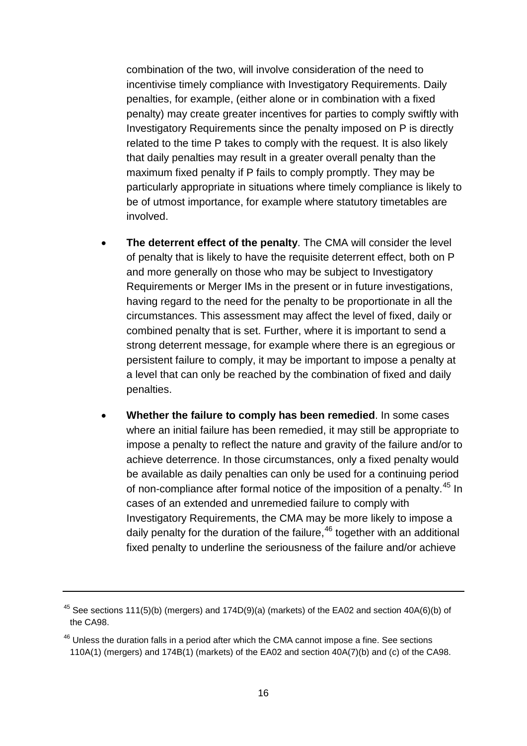combination of the two, will involve consideration of the need to incentivise timely compliance with Investigatory Requirements. Daily penalties, for example, (either alone or in combination with a fixed penalty) may create greater incentives for parties to comply swiftly with Investigatory Requirements since the penalty imposed on P is directly related to the time P takes to comply with the request. It is also likely that daily penalties may result in a greater overall penalty than the maximum fixed penalty if P fails to comply promptly. They may be particularly appropriate in situations where timely compliance is likely to be of utmost importance, for example where statutory timetables are involved.

- **The deterrent effect of the penalty**. The CMA will consider the level of penalty that is likely to have the requisite deterrent effect, both on P and more generally on those who may be subject to Investigatory Requirements or Merger IMs in the present or in future investigations, having regard to the need for the penalty to be proportionate in all the circumstances. This assessment may affect the level of fixed, daily or combined penalty that is set. Further, where it is important to send a strong deterrent message, for example where there is an egregious or persistent failure to comply, it may be important to impose a penalty at a level that can only be reached by the combination of fixed and daily penalties.

- **Whether the failure to comply has been remedied**. In some cases where an initial failure has been remedied, it may still be appropriate to impose a penalty to reflect the nature and gravity of the failure and/or to achieve deterrence. In those circumstances, only a fixed penalty would be available as daily penalties can only be used for a continuing period of non-compliance after formal notice of the imposition of a penalty.[45] In cases of an extended and unremedied failure to comply with Investigatory Requirements, the CMA may be more likely to impose a daily penalty for the duration of the failure,[46] together with an additional fixed penalty to underline the seriousness of the failure and/or achieve

---

[45] See sections 111(5)(b) (mergers) and 174D(9)(a) (markets) of the EA02 and section 40A(6)(b) of the CA98.

[46] Unless the duration falls in a period after which the CMA cannot impose a fine. See sections 110A(1) (mergers) and 174B(1) (markets) of the EA02 and section 40A(7)(b) and (c) of the CA98.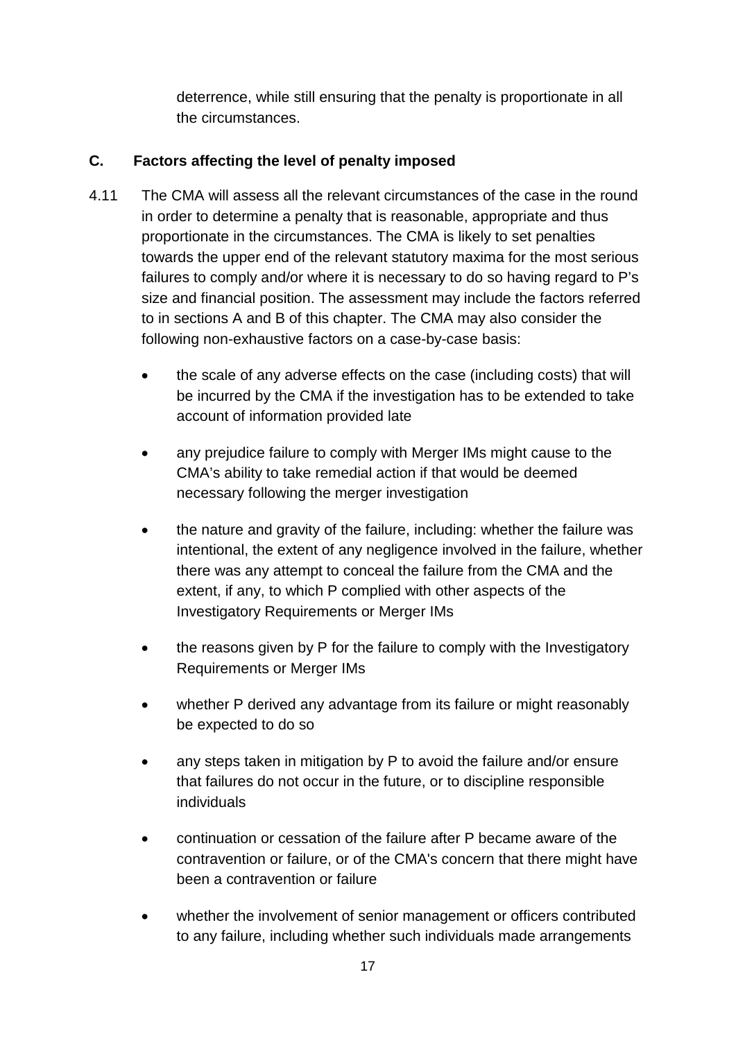deterrence, while still ensuring that the penalty is proportionate in all the circumstances.

### C. Factors affecting the level of penalty imposed

4.11 The CMA will assess all the relevant circumstances of the case in the round in order to determine a penalty that is reasonable, appropriate and thus proportionate in the circumstances. The CMA is likely to set penalties towards the upper end of the relevant statutory maxima for the most serious failures to comply and/or where it is necessary to do so having regard to P's size and financial position. The assessment may include the factors referred to in sections A and B of this chapter. The CMA may also consider the following non-exhaustive factors on a case-by-case basis:

- the scale of any adverse effects on the case (including costs) that will be incurred by the CMA if the investigation has to be extended to take account of information provided late
- any prejudice failure to comply with Merger IMs might cause to the CMA's ability to take remedial action if that would be deemed necessary following the merger investigation
- the nature and gravity of the failure, including: whether the failure was intentional, the extent of any negligence involved in the failure, whether there was any attempt to conceal the failure from the CMA and the extent, if any, to which P complied with other aspects of the Investigatory Requirements or Merger IMs
- the reasons given by P for the failure to comply with the Investigatory Requirements or Merger IMs
- whether P derived any advantage from its failure or might reasonably be expected to do so
- any steps taken in mitigation by P to avoid the failure and/or ensure that failures do not occur in the future, or to discipline responsible individuals
- continuation or cessation of the failure after P became aware of the contravention or failure, or of the CMA's concern that there might have been a contravention or failure
- whether the involvement of senior management or officers contributed to any failure, including whether such individuals made arrangements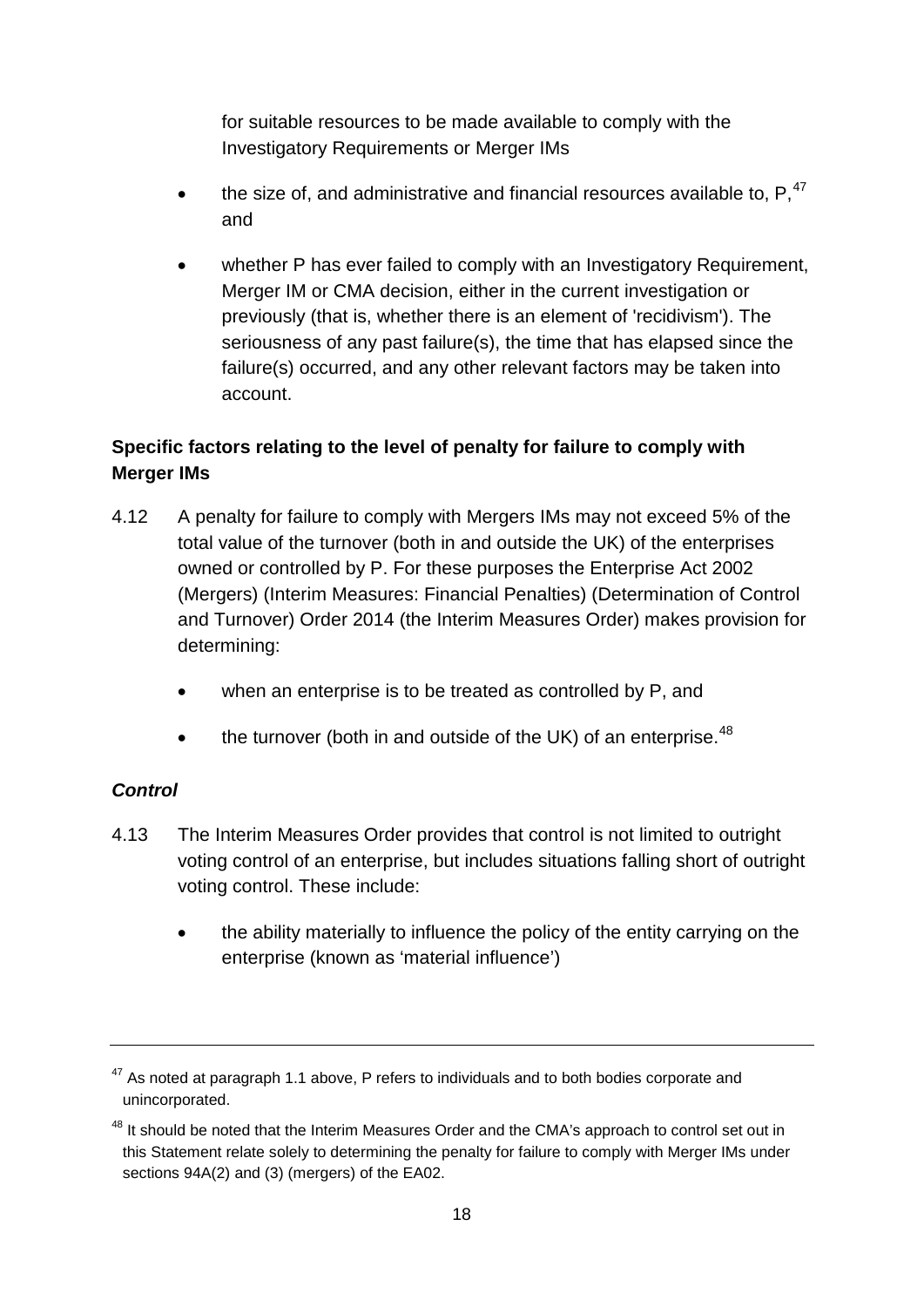for suitable resources to be made available to comply with the Investigatory Requirements or Merger IMs

- the size of, and administrative and financial resources available to, P,[47] and
- whether P has ever failed to comply with an Investigatory Requirement, Merger IM or CMA decision, either in the current investigation or previously (that is, whether there is an element of 'recidivism'). The seriousness of any past failure(s), the time that has elapsed since the failure(s) occurred, and any other relevant factors may be taken into account.

**Specific factors relating to the level of penalty for failure to comply with Merger IMs**

4.12 A penalty for failure to comply with Mergers IMs may not exceed 5% of the total value of the turnover (both in and outside the UK) of the enterprises owned or controlled by P. For these purposes the Enterprise Act 2002 (Mergers) (Interim Measures: Financial Penalties) (Determination of Control and Turnover) Order 2014 (the Interim Measures Order) makes provision for determining:

- when an enterprise is to be treated as controlled by P, and
- the turnover (both in and outside of the UK) of an enterprise.[48]

***Control***

4.13 The Interim Measures Order provides that control is not limited to outright voting control of an enterprise, but includes situations falling short of outright voting control. These include:

- the ability materially to influence the policy of the entity carrying on the enterprise (known as 'material influence')

---

[47] As noted at paragraph 1.1 above, P refers to individuals and to both bodies corporate and unincorporated.

[48] It should be noted that the Interim Measures Order and the CMA's approach to control set out in this Statement relate solely to determining the penalty for failure to comply with Merger IMs under sections 94A(2) and (3) (mergers) of the EA02.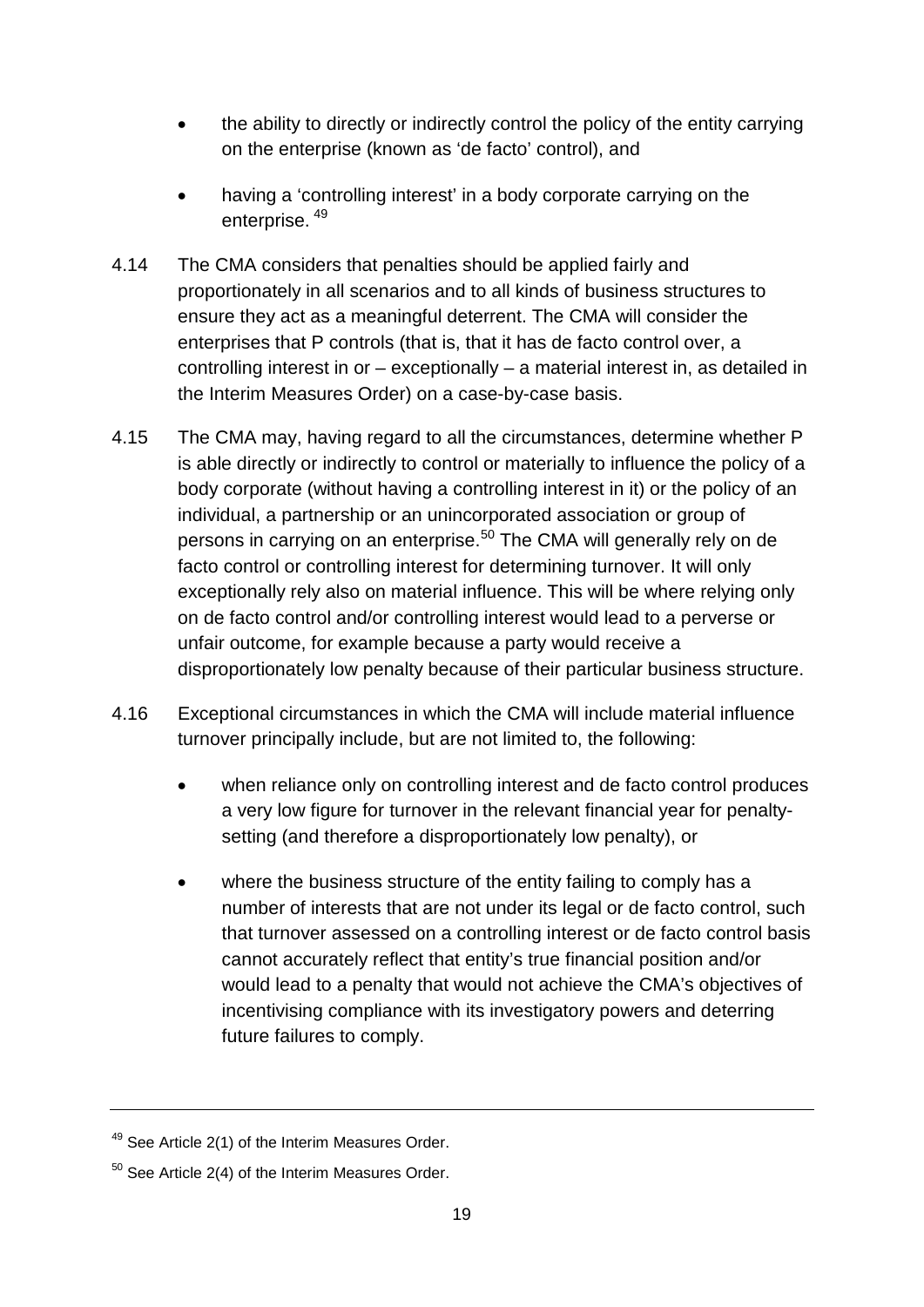- the ability to directly or indirectly control the policy of the entity carrying on the enterprise (known as 'de facto' control), and
- having a 'controlling interest' in a body corporate carrying on the enterprise. [49]

4.14 The CMA considers that penalties should be applied fairly and proportionately in all scenarios and to all kinds of business structures to ensure they act as a meaningful deterrent. The CMA will consider the enterprises that P controls (that is, that it has de facto control over, a controlling interest in or – exceptionally – a material interest in, as detailed in the Interim Measures Order) on a case-by-case basis.

4.15 The CMA may, having regard to all the circumstances, determine whether P is able directly or indirectly to control or materially to influence the policy of a body corporate (without having a controlling interest in it) or the policy of an individual, a partnership or an unincorporated association or group of persons in carrying on an enterprise.[50] The CMA will generally rely on de facto control or controlling interest for determining turnover. It will only exceptionally rely also on material influence. This will be where relying only on de facto control and/or controlling interest would lead to a perverse or unfair outcome, for example because a party would receive a disproportionately low penalty because of their particular business structure.

4.16 Exceptional circumstances in which the CMA will include material influence turnover principally include, but are not limited to, the following:

- when reliance only on controlling interest and de facto control produces a very low figure for turnover in the relevant financial year for penalty-setting (and therefore a disproportionately low penalty), or
- where the business structure of the entity failing to comply has a number of interests that are not under its legal or de facto control, such that turnover assessed on a controlling interest or de facto control basis cannot accurately reflect that entity's true financial position and/or would lead to a penalty that would not achieve the CMA's objectives of incentivising compliance with its investigatory powers and deterring future failures to comply.

---

[49] See Article 2(1) of the Interim Measures Order.

[50] See Article 2(4) of the Interim Measures Order.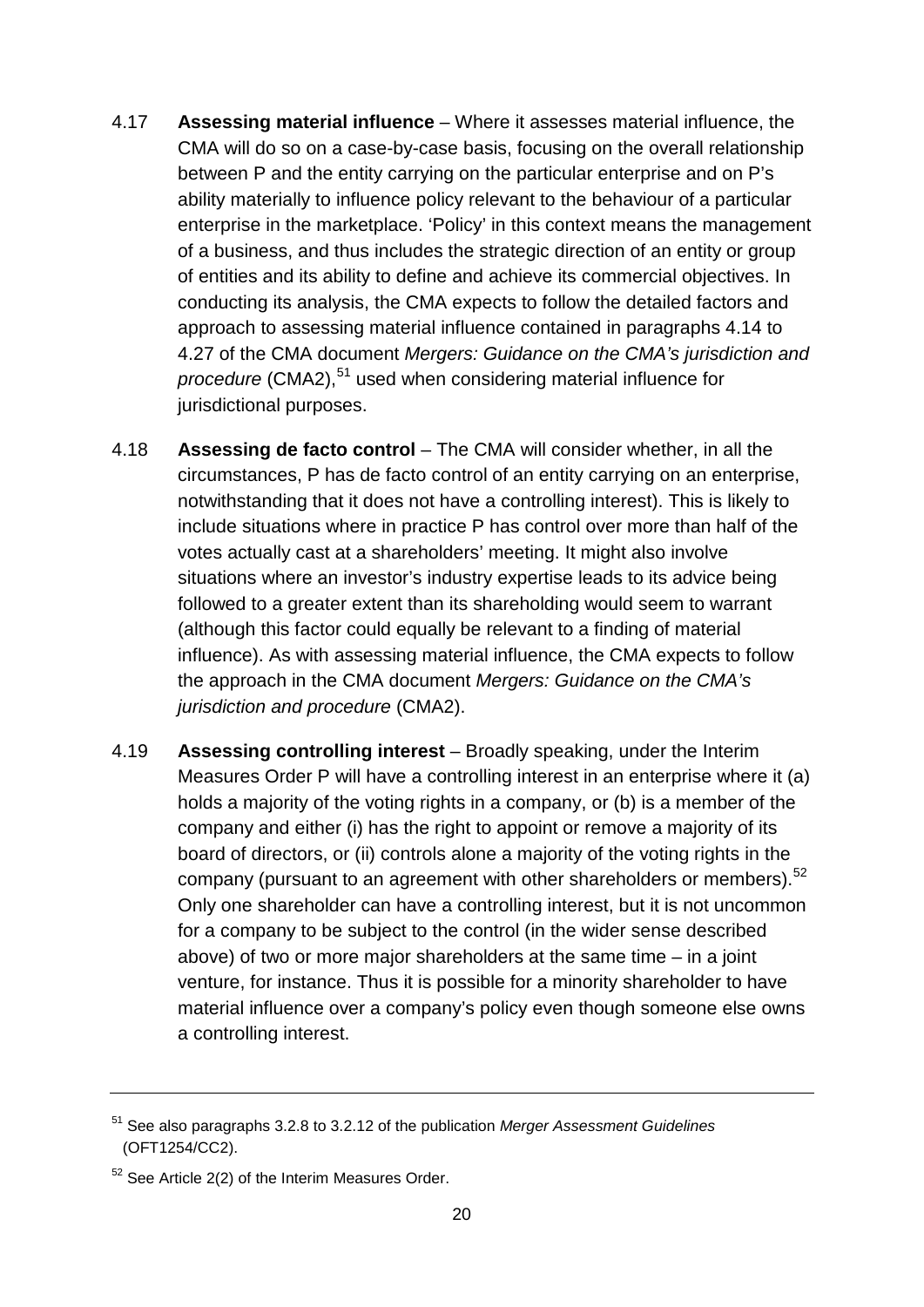4.17 **Assessing material influence** – Where it assesses material influence, the CMA will do so on a case-by-case basis, focusing on the overall relationship between P and the entity carrying on the particular enterprise and on P's ability materially to influence policy relevant to the behaviour of a particular enterprise in the marketplace. 'Policy' in this context means the management of a business, and thus includes the strategic direction of an entity or group of entities and its ability to define and achieve its commercial objectives. In conducting its analysis, the CMA expects to follow the detailed factors and approach to assessing material influence contained in paragraphs 4.14 to 4.27 of the CMA document *Mergers: Guidance on the CMA's jurisdiction and procedure* (CMA2),[51] used when considering material influence for jurisdictional purposes.

4.18 **Assessing de facto control** – The CMA will consider whether, in all the circumstances, P has de facto control of an entity carrying on an enterprise, notwithstanding that it does not have a controlling interest). This is likely to include situations where in practice P has control over more than half of the votes actually cast at a shareholders' meeting. It might also involve situations where an investor's industry expertise leads to its advice being followed to a greater extent than its shareholding would seem to warrant (although this factor could equally be relevant to a finding of material influence). As with assessing material influence, the CMA expects to follow the approach in the CMA document *Mergers: Guidance on the CMA's jurisdiction and procedure* (CMA2).

4.19 **Assessing controlling interest** – Broadly speaking, under the Interim Measures Order P will have a controlling interest in an enterprise where it (a) holds a majority of the voting rights in a company, or (b) is a member of the company and either (i) has the right to appoint or remove a majority of its board of directors, or (ii) controls alone a majority of the voting rights in the company (pursuant to an agreement with other shareholders or members).[52] Only one shareholder can have a controlling interest, but it is not uncommon for a company to be subject to the control (in the wider sense described above) of two or more major shareholders at the same time – in a joint venture, for instance. Thus it is possible for a minority shareholder to have material influence over a company's policy even though someone else owns a controlling interest.

---

[51] See also paragraphs 3.2.8 to 3.2.12 of the publication *Merger Assessment Guidelines* (OFT1254/CC2).

[52] See Article 2(2) of the Interim Measures Order.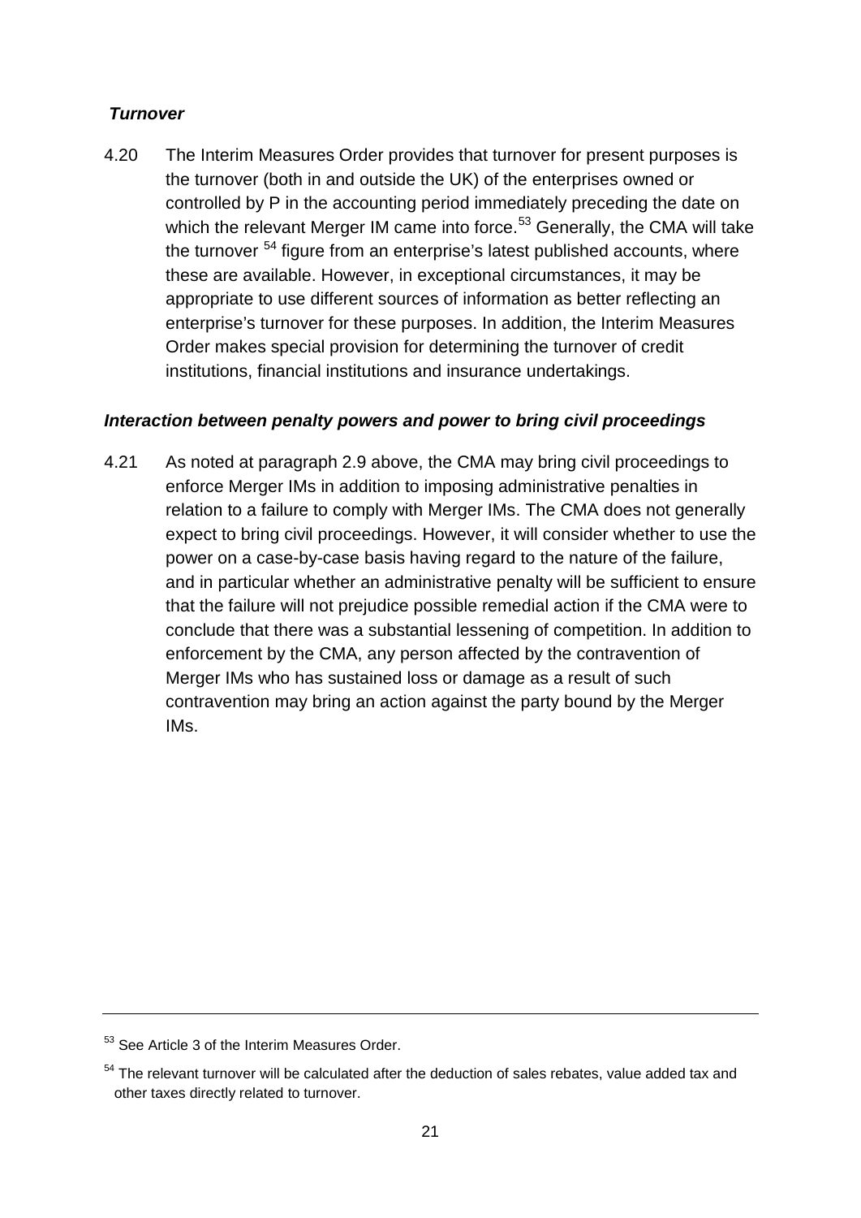***Turnover***

4.20 The Interim Measures Order provides that turnover for present purposes is the turnover (both in and outside the UK) of the enterprises owned or controlled by P in the accounting period immediately preceding the date on which the relevant Merger IM came into force.[53] Generally, the CMA will take the turnover [54] figure from an enterprise's latest published accounts, where these are available. However, in exceptional circumstances, it may be appropriate to use different sources of information as better reflecting an enterprise's turnover for these purposes. In addition, the Interim Measures Order makes special provision for determining the turnover of credit institutions, financial institutions and insurance undertakings.

***Interaction between penalty powers and power to bring civil proceedings***

4.21 As noted at paragraph 2.9 above, the CMA may bring civil proceedings to enforce Merger IMs in addition to imposing administrative penalties in relation to a failure to comply with Merger IMs. The CMA does not generally expect to bring civil proceedings. However, it will consider whether to use the power on a case-by-case basis having regard to the nature of the failure, and in particular whether an administrative penalty will be sufficient to ensure that the failure will not prejudice possible remedial action if the CMA were to conclude that there was a substantial lessening of competition. In addition to enforcement by the CMA, any person affected by the contravention of Merger IMs who has sustained loss or damage as a result of such contravention may bring an action against the party bound by the Merger IMs.

---

[53] See Article 3 of the Interim Measures Order.

[54] The relevant turnover will be calculated after the deduction of sales rebates, value added tax and other taxes directly related to turnover.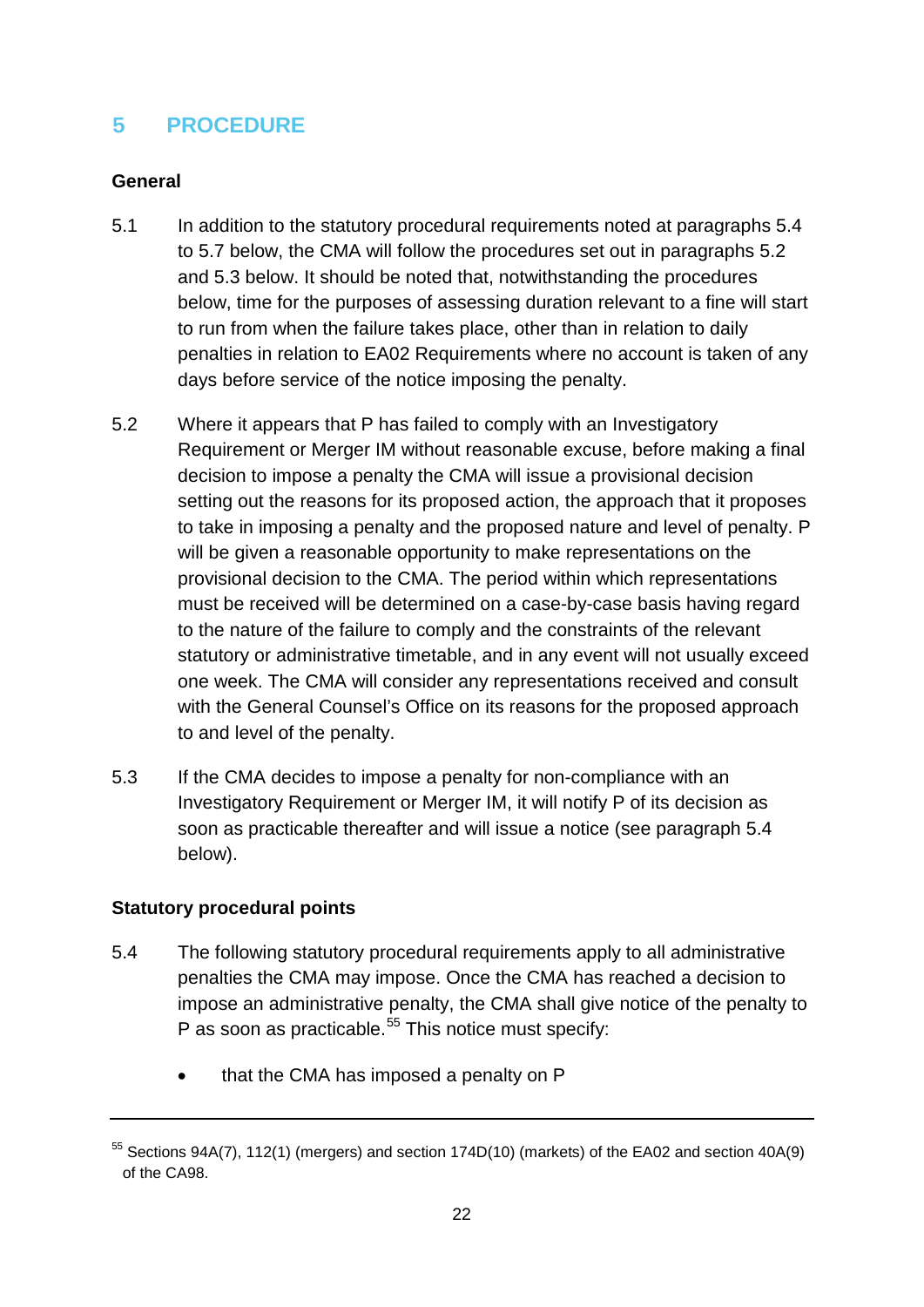## 5 PROCEDURE

### General

5.1 In addition to the statutory procedural requirements noted at paragraphs 5.4 to 5.7 below, the CMA will follow the procedures set out in paragraphs 5.2 and 5.3 below. It should be noted that, notwithstanding the procedures below, time for the purposes of assessing duration relevant to a fine will start to run from when the failure takes place, other than in relation to daily penalties in relation to EA02 Requirements where no account is taken of any days before service of the notice imposing the penalty.

5.2 Where it appears that P has failed to comply with an Investigatory Requirement or Merger IM without reasonable excuse, before making a final decision to impose a penalty the CMA will issue a provisional decision setting out the reasons for its proposed action, the approach that it proposes to take in imposing a penalty and the proposed nature and level of penalty. P will be given a reasonable opportunity to make representations on the provisional decision to the CMA. The period within which representations must be received will be determined on a case-by-case basis having regard to the nature of the failure to comply and the constraints of the relevant statutory or administrative timetable, and in any event will not usually exceed one week. The CMA will consider any representations received and consult with the General Counsel's Office on its reasons for the proposed approach to and level of the penalty.

5.3 If the CMA decides to impose a penalty for non-compliance with an Investigatory Requirement or Merger IM, it will notify P of its decision as soon as practicable thereafter and will issue a notice (see paragraph 5.4 below).

### Statutory procedural points

5.4 The following statutory procedural requirements apply to all administrative penalties the CMA may impose. Once the CMA has reached a decision to impose an administrative penalty, the CMA shall give notice of the penalty to P as soon as practicable.[55] This notice must specify:

- that the CMA has imposed a penalty on P

---

[55] Sections 94A(7), 112(1) (mergers) and section 174D(10) (markets) of the EA02 and section 40A(9) of the CA98.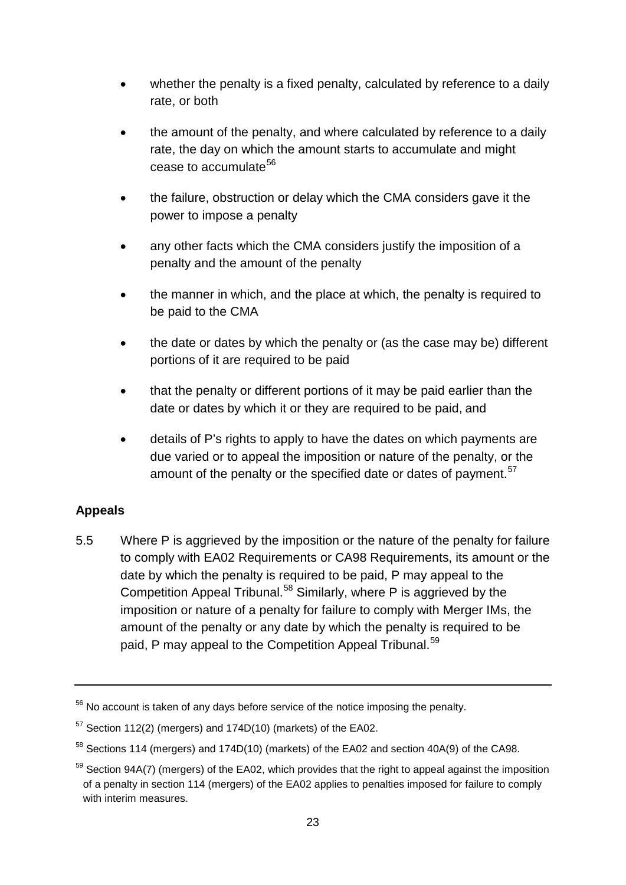- whether the penalty is a fixed penalty, calculated by reference to a daily rate, or both
- the amount of the penalty, and where calculated by reference to a daily rate, the day on which the amount starts to accumulate and might cease to accumulate[56]
- the failure, obstruction or delay which the CMA considers gave it the power to impose a penalty
- any other facts which the CMA considers justify the imposition of a penalty and the amount of the penalty
- the manner in which, and the place at which, the penalty is required to be paid to the CMA
- the date or dates by which the penalty or (as the case may be) different portions of it are required to be paid
- that the penalty or different portions of it may be paid earlier than the date or dates by which it or they are required to be paid, and
- details of P's rights to apply to have the dates on which payments are due varied or to appeal the imposition or nature of the penalty, or the amount of the penalty or the specified date or dates of payment.[57]

**Appeals**

5.5 Where P is aggrieved by the imposition or the nature of the penalty for failure to comply with EA02 Requirements or CA98 Requirements, its amount or the date by which the penalty is required to be paid, P may appeal to the Competition Appeal Tribunal.[58] Similarly, where P is aggrieved by the imposition or nature of a penalty for failure to comply with Merger IMs, the amount of the penalty or any date by which the penalty is required to be paid, P may appeal to the Competition Appeal Tribunal.[59]

---

[56] No account is taken of any days before service of the notice imposing the penalty.

[57] Section 112(2) (mergers) and 174D(10) (markets) of the EA02.

[58] Sections 114 (mergers) and 174D(10) (markets) of the EA02 and section 40A(9) of the CA98.

[59] Section 94A(7) (mergers) of the EA02, which provides that the right to appeal against the imposition of a penalty in section 114 (mergers) of the EA02 applies to penalties imposed for failure to comply with interim measures.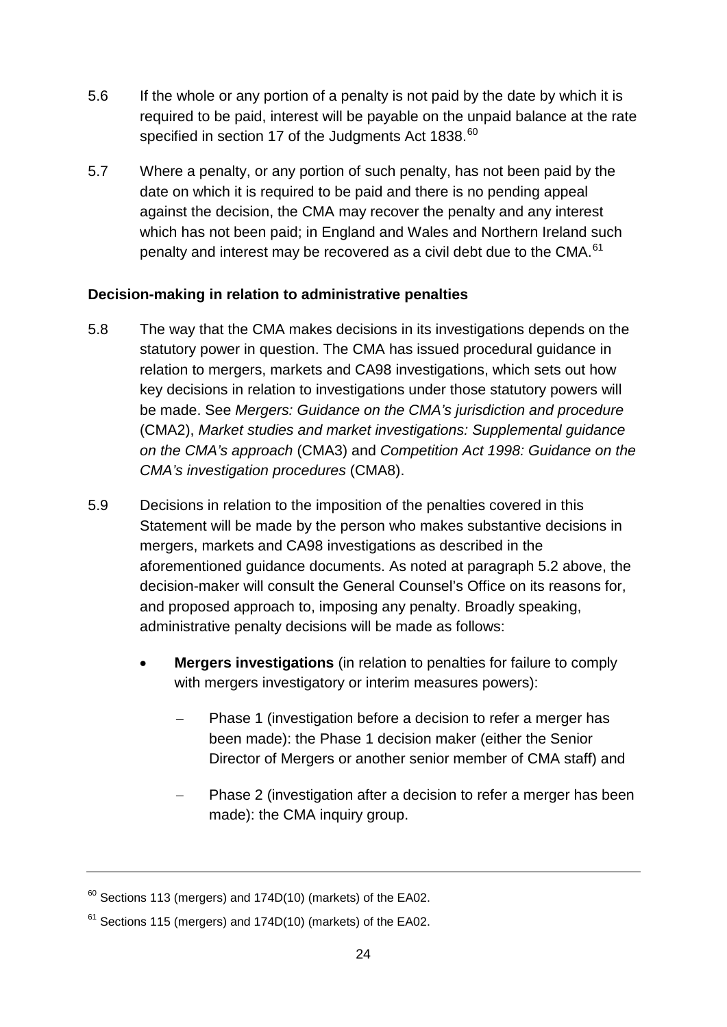5.6 If the whole or any portion of a penalty is not paid by the date by which it is required to be paid, interest will be payable on the unpaid balance at the rate specified in section 17 of the Judgments Act 1838.[60]

5.7 Where a penalty, or any portion of such penalty, has not been paid by the date on which it is required to be paid and there is no pending appeal against the decision, the CMA may recover the penalty and any interest which has not been paid; in England and Wales and Northern Ireland such penalty and interest may be recovered as a civil debt due to the CMA.[61]

### Decision-making in relation to administrative penalties

5.8 The way that the CMA makes decisions in its investigations depends on the statutory power in question. The CMA has issued procedural guidance in relation to mergers, markets and CA98 investigations, which sets out how key decisions in relation to investigations under those statutory powers will be made. See *Mergers: Guidance on the CMA's jurisdiction and procedure* (CMA2), *Market studies and market investigations: Supplemental guidance on the CMA's approach* (CMA3) and *Competition Act 1998: Guidance on the CMA's investigation procedures* (CMA8).

5.9 Decisions in relation to the imposition of the penalties covered in this Statement will be made by the person who makes substantive decisions in mergers, markets and CA98 investigations as described in the aforementioned guidance documents. As noted at paragraph 5.2 above, the decision-maker will consult the General Counsel's Office on its reasons for, and proposed approach to, imposing any penalty. Broadly speaking, administrative penalty decisions will be made as follows:

- **Mergers investigations** (in relation to penalties for failure to comply with mergers investigatory or interim measures powers):
  - Phase 1 (investigation before a decision to refer a merger has been made): the Phase 1 decision maker (either the Senior Director of Mergers or another senior member of CMA staff) and
  - Phase 2 (investigation after a decision to refer a merger has been made): the CMA inquiry group.

---

[60] Sections 113 (mergers) and 174D(10) (markets) of the EA02.

[61] Sections 115 (mergers) and 174D(10) (markets) of the EA02.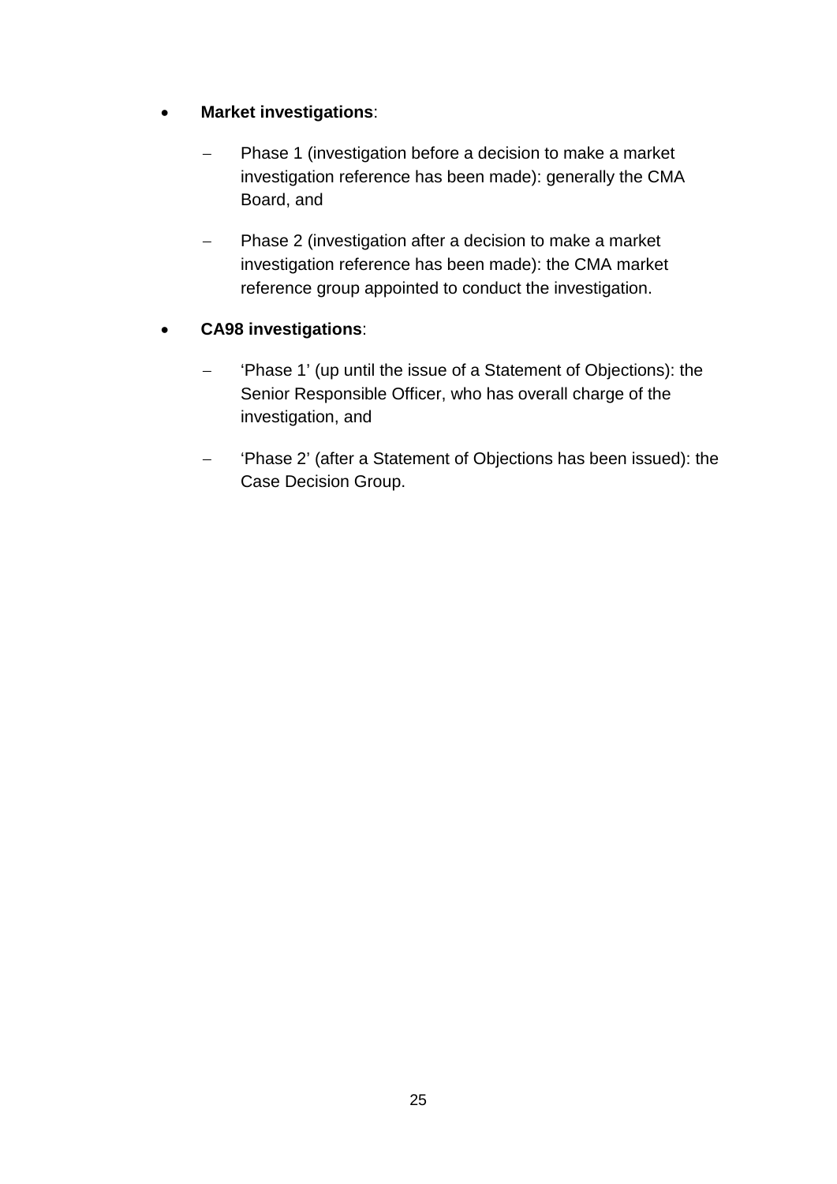- **Market investigations**:
  - Phase 1 (investigation before a decision to make a market investigation reference has been made): generally the CMA Board, and
  - Phase 2 (investigation after a decision to make a market investigation reference has been made): the CMA market reference group appointed to conduct the investigation.
- **CA98 investigations**:
  - 'Phase 1' (up until the issue of a Statement of Objections): the Senior Responsible Officer, who has overall charge of the investigation, and
  - 'Phase 2' (after a Statement of Objections has been issued): the Case Decision Group.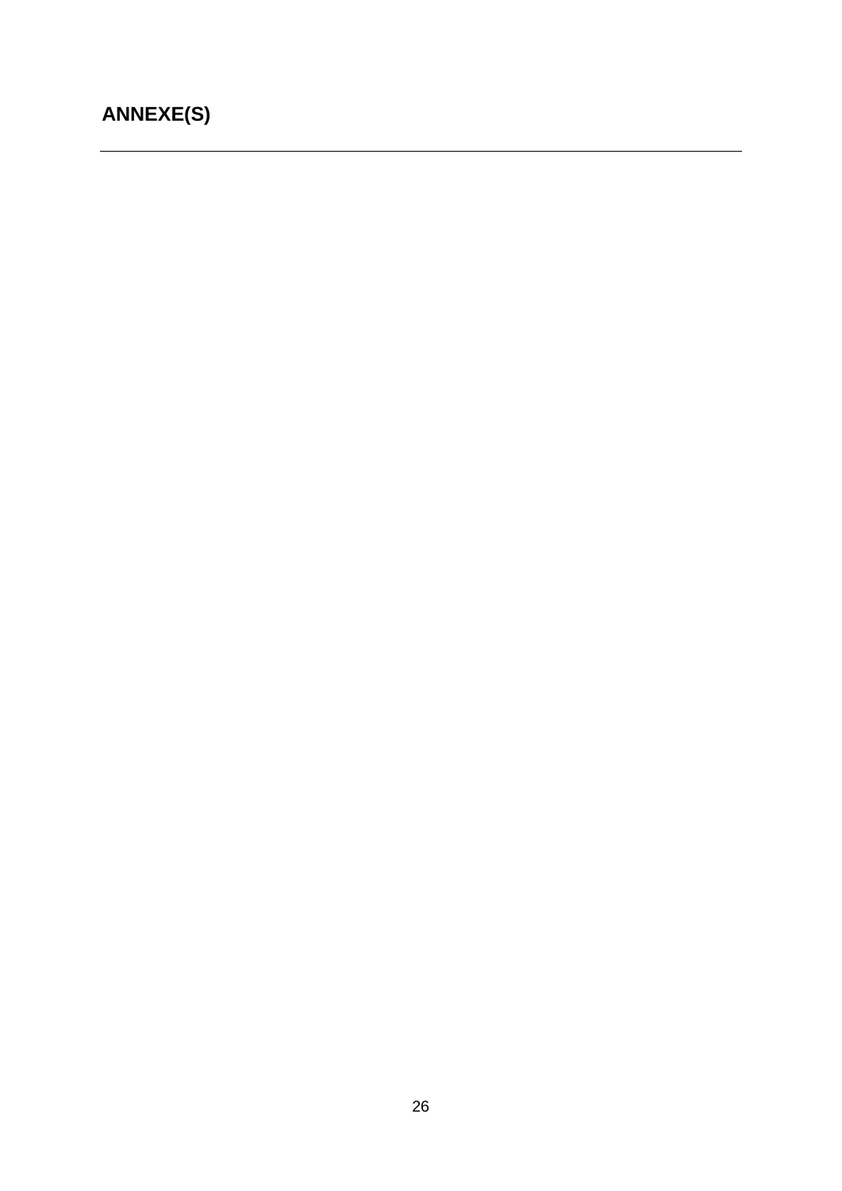# ANNEXE(S)

---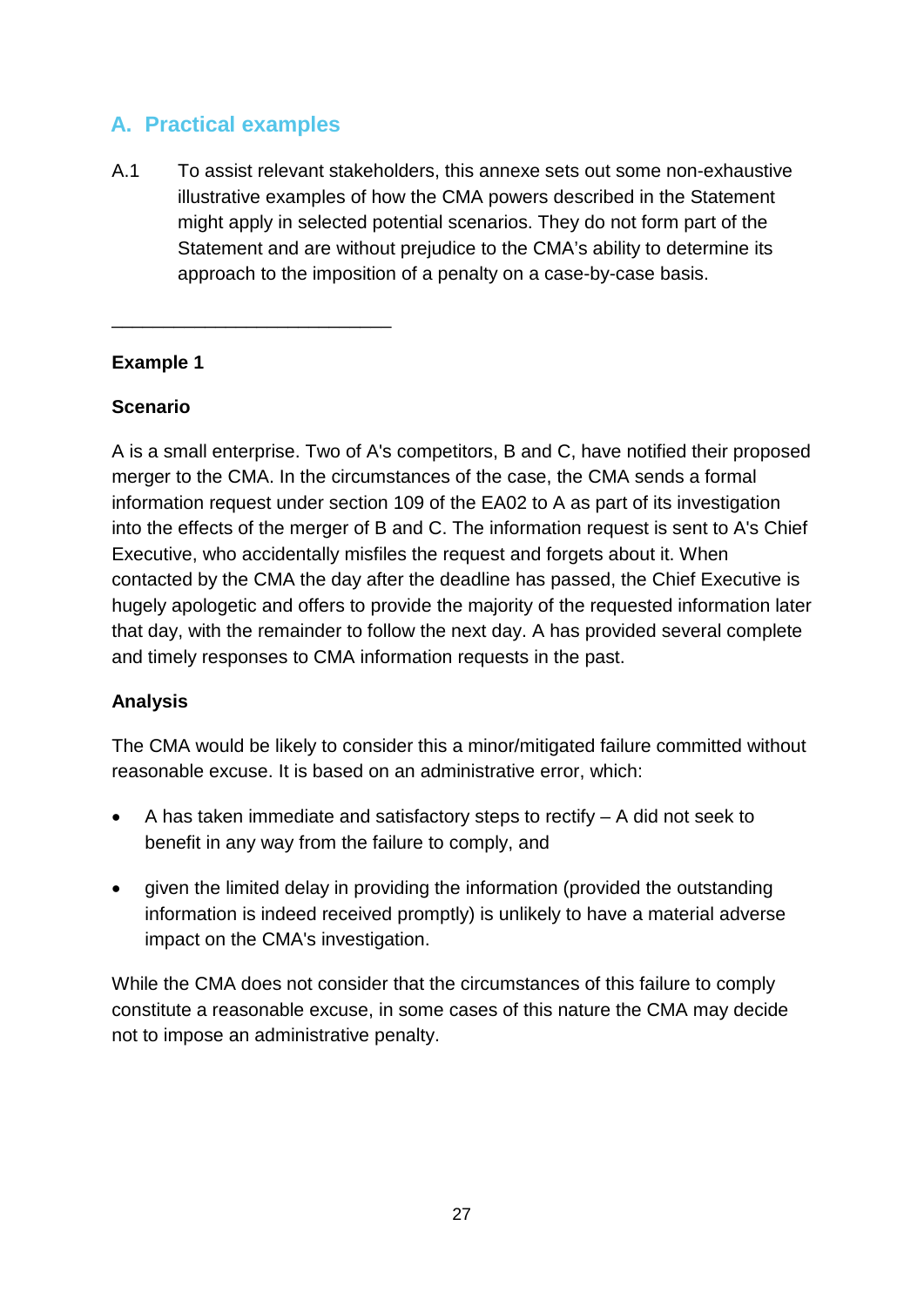## A. Practical examples

A.1 To assist relevant stakeholders, this annexe sets out some non-exhaustive illustrative examples of how the CMA powers described in the Statement might apply in selected potential scenarios. They do not form part of the Statement and are without prejudice to the CMA's ability to determine its approach to the imposition of a penalty on a case-by-case basis.

---

**Example 1**

**Scenario**

A is a small enterprise. Two of A's competitors, B and C, have notified their proposed merger to the CMA. In the circumstances of the case, the CMA sends a formal information request under section 109 of the EA02 to A as part of its investigation into the effects of the merger of B and C. The information request is sent to A's Chief Executive, who accidentally misfiles the request and forgets about it. When contacted by the CMA the day after the deadline has passed, the Chief Executive is hugely apologetic and offers to provide the majority of the requested information later that day, with the remainder to follow the next day. A has provided several complete and timely responses to CMA information requests in the past.

**Analysis**

The CMA would be likely to consider this a minor/mitigated failure committed without reasonable excuse. It is based on an administrative error, which:

- A has taken immediate and satisfactory steps to rectify – A did not seek to benefit in any way from the failure to comply, and
- given the limited delay in providing the information (provided the outstanding information is indeed received promptly) is unlikely to have a material adverse impact on the CMA's investigation.

While the CMA does not consider that the circumstances of this failure to comply constitute a reasonable excuse, in some cases of this nature the CMA may decide not to impose an administrative penalty.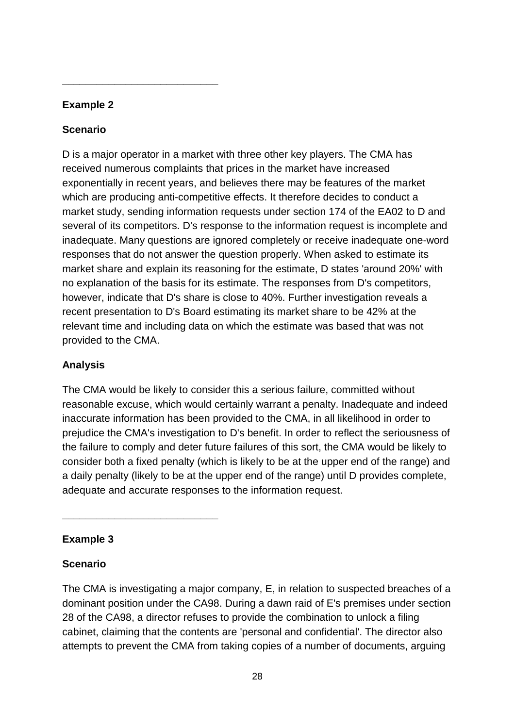---

**Example 2**

**Scenario**

D is a major operator in a market with three other key players. The CMA has received numerous complaints that prices in the market have increased exponentially in recent years, and believes there may be features of the market which are producing anti-competitive effects. It therefore decides to conduct a market study, sending information requests under section 174 of the EA02 to D and several of its competitors. D's response to the information request is incomplete and inadequate. Many questions are ignored completely or receive inadequate one-word responses that do not answer the question properly. When asked to estimate its market share and explain its reasoning for the estimate, D states 'around 20%' with no explanation of the basis for its estimate. The responses from D's competitors, however, indicate that D's share is close to 40%. Further investigation reveals a recent presentation to D's Board estimating its market share to be 42% at the relevant time and including data on which the estimate was based that was not provided to the CMA.

**Analysis**

The CMA would be likely to consider this a serious failure, committed without reasonable excuse, which would certainly warrant a penalty. Inadequate and indeed inaccurate information has been provided to the CMA, in all likelihood in order to prejudice the CMA's investigation to D's benefit. In order to reflect the seriousness of the failure to comply and deter future failures of this sort, the CMA would be likely to consider both a fixed penalty (which is likely to be at the upper end of the range) and a daily penalty (likely to be at the upper end of the range) until D provides complete, adequate and accurate responses to the information request.

---

**Example 3**

**Scenario**

The CMA is investigating a major company, E, in relation to suspected breaches of a dominant position under the CA98. During a dawn raid of E's premises under section 28 of the CA98, a director refuses to provide the combination to unlock a filing cabinet, claiming that the contents are 'personal and confidential'. The director also attempts to prevent the CMA from taking copies of a number of documents, arguing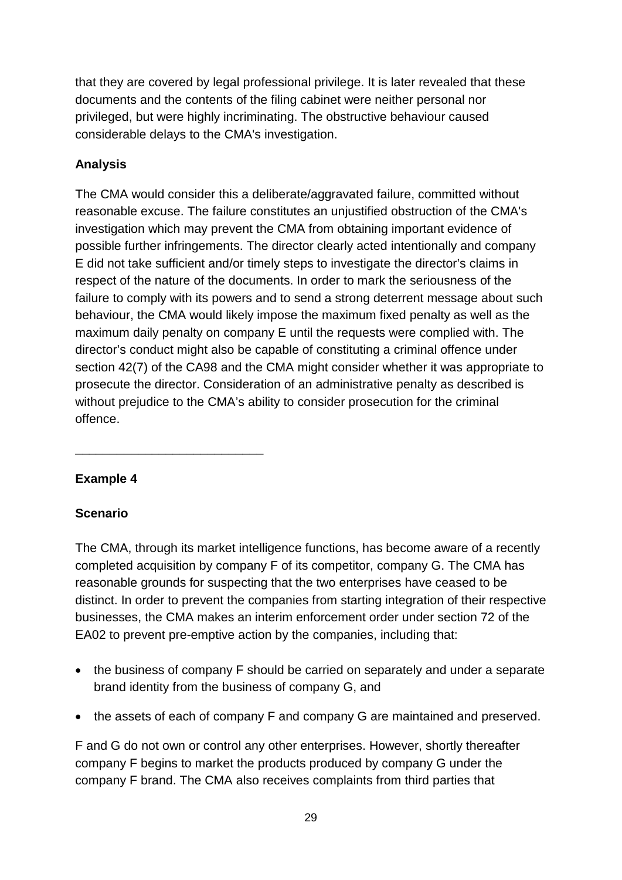that they are covered by legal professional privilege. It is later revealed that these documents and the contents of the filing cabinet were neither personal nor privileged, but were highly incriminating. The obstructive behaviour caused considerable delays to the CMA's investigation.

**Analysis**

The CMA would consider this a deliberate/aggravated failure, committed without reasonable excuse. The failure constitutes an unjustified obstruction of the CMA's investigation which may prevent the CMA from obtaining important evidence of possible further infringements. The director clearly acted intentionally and company E did not take sufficient and/or timely steps to investigate the director's claims in respect of the nature of the documents. In order to mark the seriousness of the failure to comply with its powers and to send a strong deterrent message about such behaviour, the CMA would likely impose the maximum fixed penalty as well as the maximum daily penalty on company E until the requests were complied with. The director's conduct might also be capable of constituting a criminal offence under section 42(7) of the CA98 and the CMA might consider whether it was appropriate to prosecute the director. Consideration of an administrative penalty as described is without prejudice to the CMA's ability to consider prosecution for the criminal offence.

---

**Example 4**

**Scenario**

The CMA, through its market intelligence functions, has become aware of a recently completed acquisition by company F of its competitor, company G. The CMA has reasonable grounds for suspecting that the two enterprises have ceased to be distinct. In order to prevent the companies from starting integration of their respective businesses, the CMA makes an interim enforcement order under section 72 of the EA02 to prevent pre-emptive action by the companies, including that:

- the business of company F should be carried on separately and under a separate brand identity from the business of company G, and
- the assets of each of company F and company G are maintained and preserved.

F and G do not own or control any other enterprises. However, shortly thereafter company F begins to market the products produced by company G under the company F brand. The CMA also receives complaints from third parties that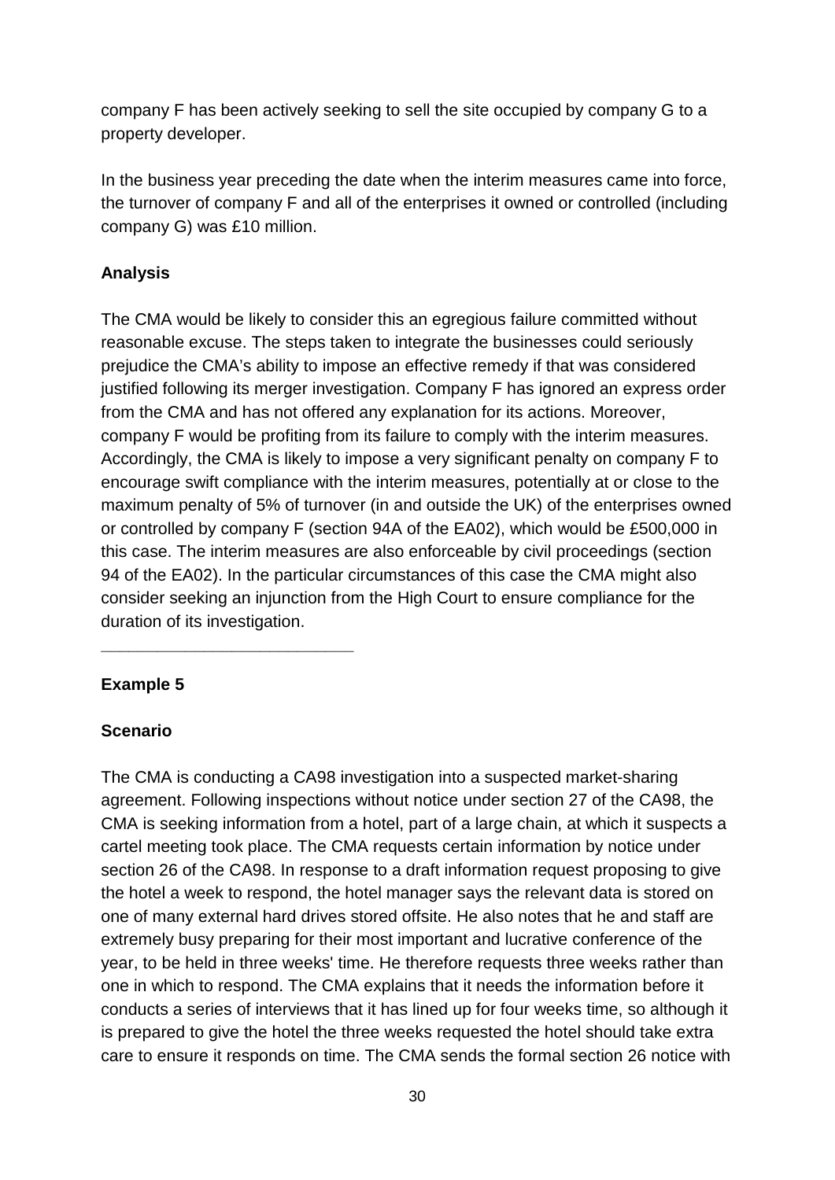company F has been actively seeking to sell the site occupied by company G to a property developer.

In the business year preceding the date when the interim measures came into force, the turnover of company F and all of the enterprises it owned or controlled (including company G) was £10 million.

**Analysis**

The CMA would be likely to consider this an egregious failure committed without reasonable excuse. The steps taken to integrate the businesses could seriously prejudice the CMA's ability to impose an effective remedy if that was considered justified following its merger investigation. Company F has ignored an express order from the CMA and has not offered any explanation for its actions. Moreover, company F would be profiting from its failure to comply with the interim measures. Accordingly, the CMA is likely to impose a very significant penalty on company F to encourage swift compliance with the interim measures, potentially at or close to the maximum penalty of 5% of turnover (in and outside the UK) of the enterprises owned or controlled by company F (section 94A of the EA02), which would be £500,000 in this case. The interim measures are also enforceable by civil proceedings (section 94 of the EA02). In the particular circumstances of this case the CMA might also consider seeking an injunction from the High Court to ensure compliance for the duration of its investigation.

---

**Example 5**

**Scenario**

The CMA is conducting a CA98 investigation into a suspected market-sharing agreement. Following inspections without notice under section 27 of the CA98, the CMA is seeking information from a hotel, part of a large chain, at which it suspects a cartel meeting took place. The CMA requests certain information by notice under section 26 of the CA98. In response to a draft information request proposing to give the hotel a week to respond, the hotel manager says the relevant data is stored on one of many external hard drives stored offsite. He also notes that he and staff are extremely busy preparing for their most important and lucrative conference of the year, to be held in three weeks' time. He therefore requests three weeks rather than one in which to respond. The CMA explains that it needs the information before it conducts a series of interviews that it has lined up for four weeks time, so although it is prepared to give the hotel the three weeks requested the hotel should take extra care to ensure it responds on time. The CMA sends the formal section 26 notice with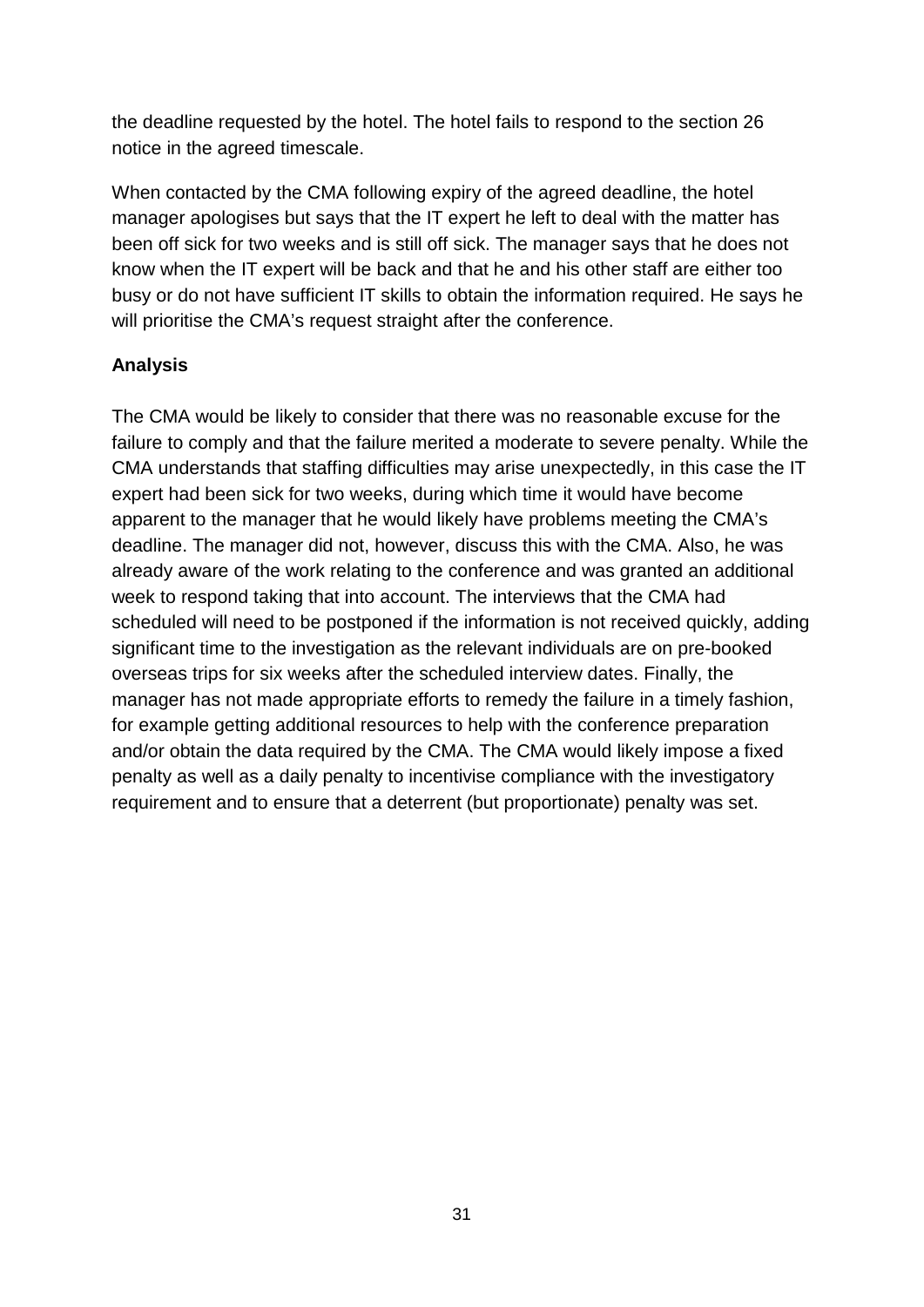the deadline requested by the hotel. The hotel fails to respond to the section 26 notice in the agreed timescale.

When contacted by the CMA following expiry of the agreed deadline, the hotel manager apologises but says that the IT expert he left to deal with the matter has been off sick for two weeks and is still off sick. The manager says that he does not know when the IT expert will be back and that he and his other staff are either too busy or do not have sufficient IT skills to obtain the information required. He says he will prioritise the CMA's request straight after the conference.

**Analysis**

The CMA would be likely to consider that there was no reasonable excuse for the failure to comply and that the failure merited a moderate to severe penalty. While the CMA understands that staffing difficulties may arise unexpectedly, in this case the IT expert had been sick for two weeks, during which time it would have become apparent to the manager that he would likely have problems meeting the CMA's deadline. The manager did not, however, discuss this with the CMA. Also, he was already aware of the work relating to the conference and was granted an additional week to respond taking that into account. The interviews that the CMA had scheduled will need to be postponed if the information is not received quickly, adding significant time to the investigation as the relevant individuals are on pre-booked overseas trips for six weeks after the scheduled interview dates. Finally, the manager has not made appropriate efforts to remedy the failure in a timely fashion, for example getting additional resources to help with the conference preparation and/or obtain the data required by the CMA. The CMA would likely impose a fixed penalty as well as a daily penalty to incentivise compliance with the investigatory requirement and to ensure that a deterrent (but proportionate) penalty was set.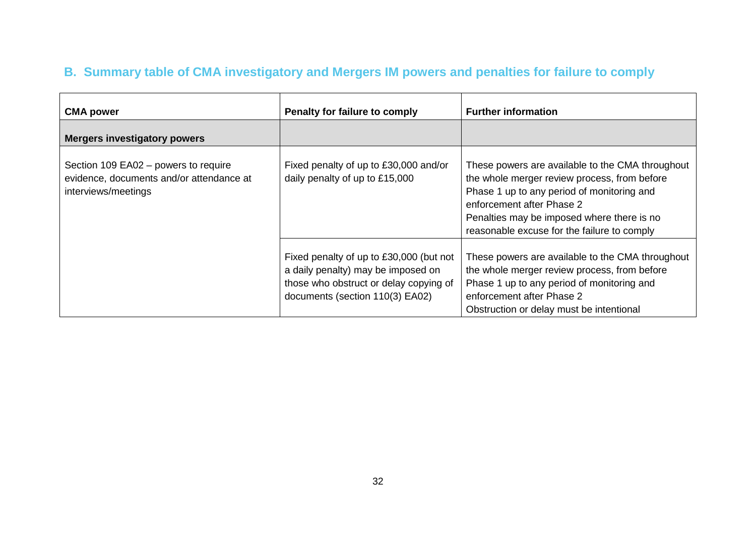## B. Summary table of CMA investigatory and Mergers IM powers and penalties for failure to comply

| CMA power | Penalty for failure to comply | Further information |
| --- | --- | --- |
| **Mergers investigatory powers** | | |
| Section 109 EA02 – powers to require evidence, documents and/or attendance at interviews/meetings | Fixed penalty of up to £30,000 and/or daily penalty of up to £15,000 | These powers are available to the CMA throughout the whole merger review process, from before Phase 1 up to any period of monitoring and enforcement after Phase 2<br>Penalties may be imposed where there is no reasonable excuse for the failure to comply |
| | Fixed penalty of up to £30,000 (but not a daily penalty) may be imposed on those who obstruct or delay copying of documents (section 110(3) EA02) | These powers are available to the CMA throughout the whole merger review process, from before Phase 1 up to any period of monitoring and enforcement after Phase 2<br>Obstruction or delay must be intentional |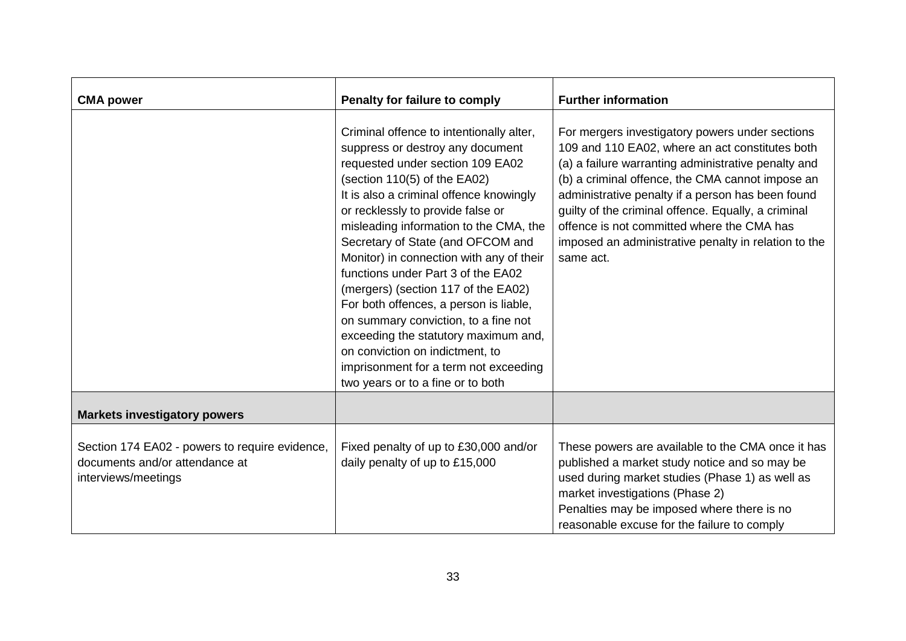| CMA power | Penalty for failure to comply | Further information |
| --- | --- | --- |
| | Criminal offence to intentionally alter, suppress or destroy any document requested under section 109 EA02 (section 110(5) of the EA02)<br>It is also a criminal offence knowingly or recklessly to provide false or misleading information to the CMA, the Secretary of State (and OFCOM and Monitor) in connection with any of their functions under Part 3 of the EA02 (mergers) (section 117 of the EA02)<br>For both offences, a person is liable, on summary conviction, to a fine not exceeding the statutory maximum and, on conviction on indictment, to imprisonment for a term not exceeding two years or to a fine or to both | For mergers investigatory powers under sections 109 and 110 EA02, where an act constitutes both (a) a failure warranting administrative penalty and (b) a criminal offence, the CMA cannot impose an administrative penalty if a person has been found guilty of the criminal offence. Equally, a criminal offence is not committed where the CMA has imposed an administrative penalty in relation to the same act. |
| **Markets investigatory powers** | | |
| Section 174 EA02 - powers to require evidence, documents and/or attendance at interviews/meetings | Fixed penalty of up to £30,000 and/or daily penalty of up to £15,000 | These powers are available to the CMA once it has published a market study notice and so may be used during market studies (Phase 1) as well as market investigations (Phase 2)<br>Penalties may be imposed where there is no reasonable excuse for the failure to comply |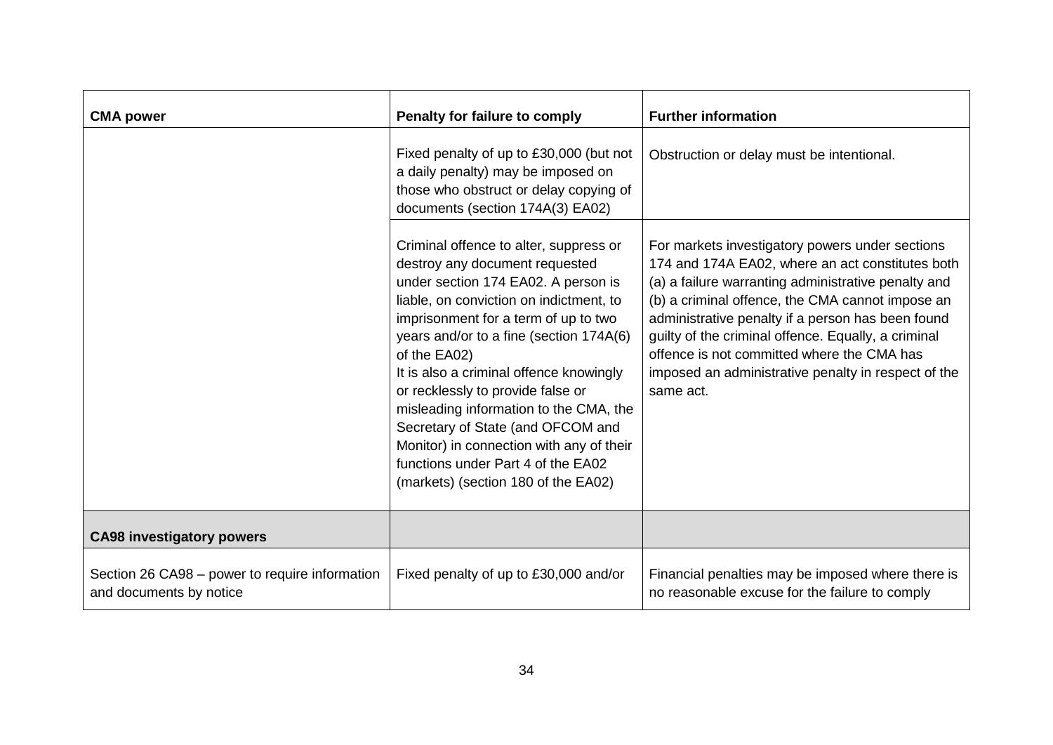| CMA power | Penalty for failure to comply | Further information |
|---|---|---|
| | Fixed penalty of up to £30,000 (but not a daily penalty) may be imposed on those who obstruct or delay copying of documents (section 174A(3) EA02) | Obstruction or delay must be intentional. |
| | Criminal offence to alter, suppress or destroy any document requested under section 174 EA02. A person is liable, on conviction on indictment, to imprisonment for a term of up to two years and/or to a fine (section 174A(6) of the EA02)<br>It is also a criminal offence knowingly or recklessly to provide false or misleading information to the CMA, the Secretary of State (and OFCOM and Monitor) in connection with any of their functions under Part 4 of the EA02 (markets) (section 180 of the EA02) | For markets investigatory powers under sections 174 and 174A EA02, where an act constitutes both (a) a failure warranting administrative penalty and (b) a criminal offence, the CMA cannot impose an administrative penalty if a person has been found guilty of the criminal offence. Equally, a criminal offence is not committed where the CMA has imposed an administrative penalty in respect of the same act. |
| **CA98 investigatory powers** | | |
| Section 26 CA98 – power to require information and documents by notice | Fixed penalty of up to £30,000 and/or | Financial penalties may be imposed where there is no reasonable excuse for the failure to comply |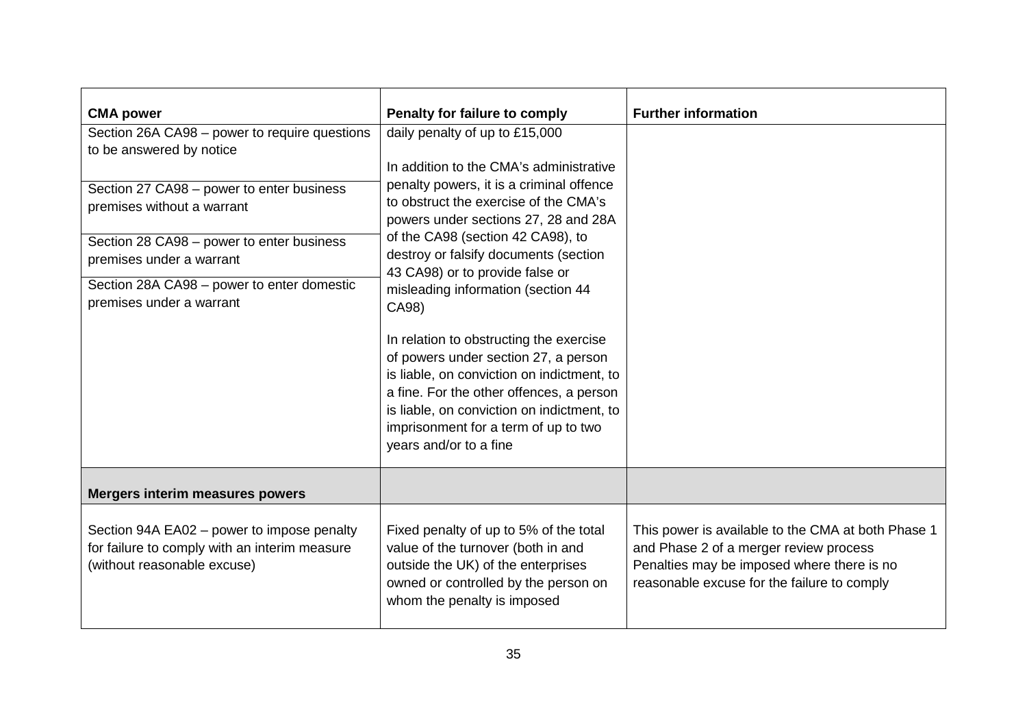| CMA power | Penalty for failure to comply | Further information |
|---|---|---|
| Section 26A CA98 – power to require questions to be answered by notice | daily penalty of up to £15,000<br><br>In addition to the CMA's administrative penalty powers, it is a criminal offence to obstruct the exercise of the CMA's powers under sections 27, 28 and 28A of the CA98 (section 42 CA98), to destroy or falsify documents (section 43 CA98) or to provide false or misleading information (section 44 CA98)<br><br>In relation to obstructing the exercise of powers under section 27, a person is liable, on conviction on indictment, to a fine. For the other offences, a person is liable, on conviction on indictment, to imprisonment for a term of up to two years and/or to a fine | |
| Section 27 CA98 – power to enter business premises without a warrant | | |
| Section 28 CA98 – power to enter business premises under a warrant | | |
| Section 28A CA98 – power to enter domestic premises under a warrant | | |
| **Mergers interim measures powers** | | |
| Section 94A EA02 – power to impose penalty for failure to comply with an interim measure (without reasonable excuse) | Fixed penalty of up to 5% of the total value of the turnover (both in and outside the UK) of the enterprises owned or controlled by the person on whom the penalty is imposed | This power is available to the CMA at both Phase 1 and Phase 2 of a merger review process<br>Penalties may be imposed where there is no reasonable excuse for the failure to comply |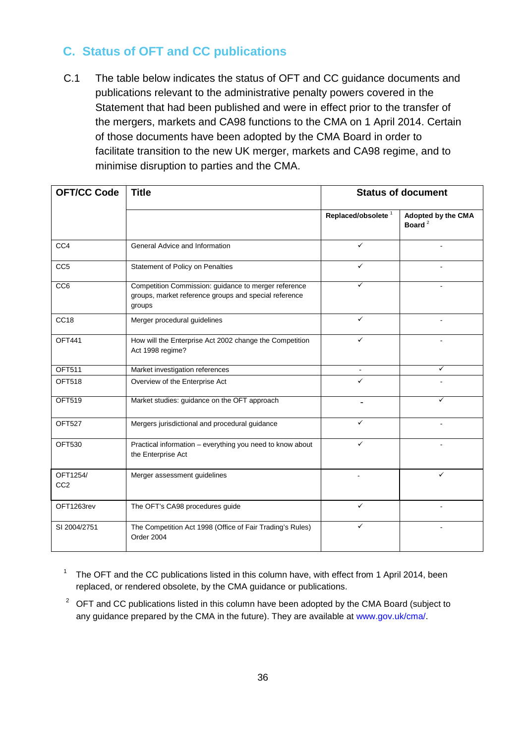## C. Status of OFT and CC publications

C.1 The table below indicates the status of OFT and CC guidance documents and publications relevant to the administrative penalty powers covered in the Statement that had been published and were in effect prior to the transfer of the mergers, markets and CA98 functions to the CMA on 1 April 2014. Certain of those documents have been adopted by the CMA Board in order to facilitate transition to the new UK merger, markets and CA98 regime, and to minimise disruption to parties and the CMA.

| OFT/CC Code | Title | Status of document | |
|---|---|---|---|
| | | **Replaced/obsolete** [1] | **Adopted by the CMA Board** [2] |
| CC4 | General Advice and Information | ✓ | - |
| CC5 | Statement of Policy on Penalties | ✓ | - |
| CC6 | Competition Commission: guidance to merger reference groups, market reference groups and special reference groups | ✓ | - |
| CC18 | Merger procedural guidelines | ✓ | - |
| OFT441 | How will the Enterprise Act 2002 change the Competition Act 1998 regime? | ✓ | - |
| OFT511 | Market investigation references | - | ✓ |
| OFT518 | Overview of the Enterprise Act | ✓ | - |
| OFT519 | Market studies: guidance on the OFT approach | - | ✓ |
| OFT527 | Mergers jurisdictional and procedural guidance | ✓ | - |
| OFT530 | Practical information – everything you need to know about the Enterprise Act | ✓ | - |
| OFT1254/ CC2 | Merger assessment guidelines | - | ✓ |
| OFT1263rev | The OFT's CA98 procedures guide | ✓ | - |
| SI 2004/2751 | The Competition Act 1998 (Office of Fair Trading's Rules) Order 2004 | ✓ | - |

[1] The OFT and the CC publications listed in this column have, with effect from 1 April 2014, been replaced, or rendered obsolete, by the CMA guidance or publications.

[2] OFT and CC publications listed in this column have been adopted by the CMA Board (subject to any guidance prepared by the CMA in the future). They are available at www.gov.uk/cma/.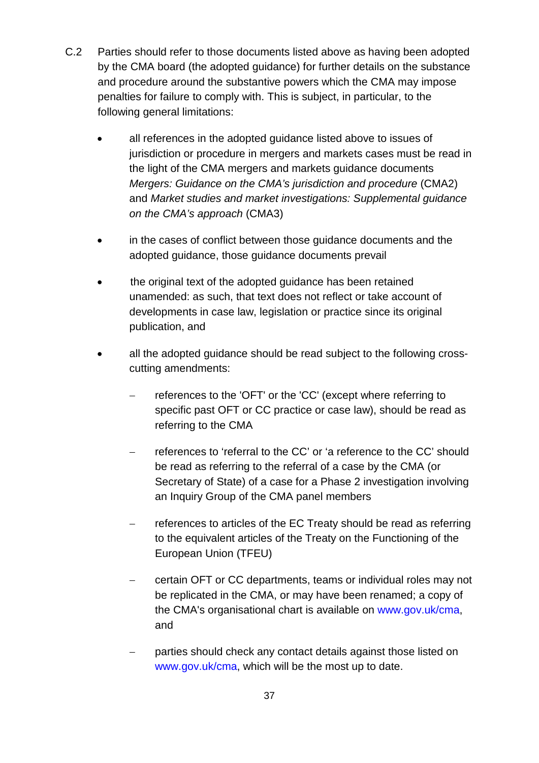C.2 Parties should refer to those documents listed above as having been adopted by the CMA board (the adopted guidance) for further details on the substance and procedure around the substantive powers which the CMA may impose penalties for failure to comply with. This is subject, in particular, to the following general limitations:

- all references in the adopted guidance listed above to issues of jurisdiction or procedure in mergers and markets cases must be read in the light of the CMA mergers and markets guidance documents *Mergers: Guidance on the CMA's jurisdiction and procedure* (CMA2) and *Market studies and market investigations: Supplemental guidance on the CMA's approach* (CMA3)

- in the cases of conflict between those guidance documents and the adopted guidance, those guidance documents prevail

- the original text of the adopted guidance has been retained unamended: as such, that text does not reflect or take account of developments in case law, legislation or practice since its original publication, and

- all the adopted guidance should be read subject to the following cross-cutting amendments:

  - references to the 'OFT' or the 'CC' (except where referring to specific past OFT or CC practice or case law), should be read as referring to the CMA

  - references to 'referral to the CC' or 'a reference to the CC' should be read as referring to the referral of a case by the CMA (or Secretary of State) of a case for a Phase 2 investigation involving an Inquiry Group of the CMA panel members

  - references to articles of the EC Treaty should be read as referring to the equivalent articles of the Treaty on the Functioning of the European Union (TFEU)

  - certain OFT or CC departments, teams or individual roles may not be replicated in the CMA, or may have been renamed; a copy of the CMA's organisational chart is available on www.gov.uk/cma, and

  - parties should check any contact details against those listed on www.gov.uk/cma, which will be the most up to date.